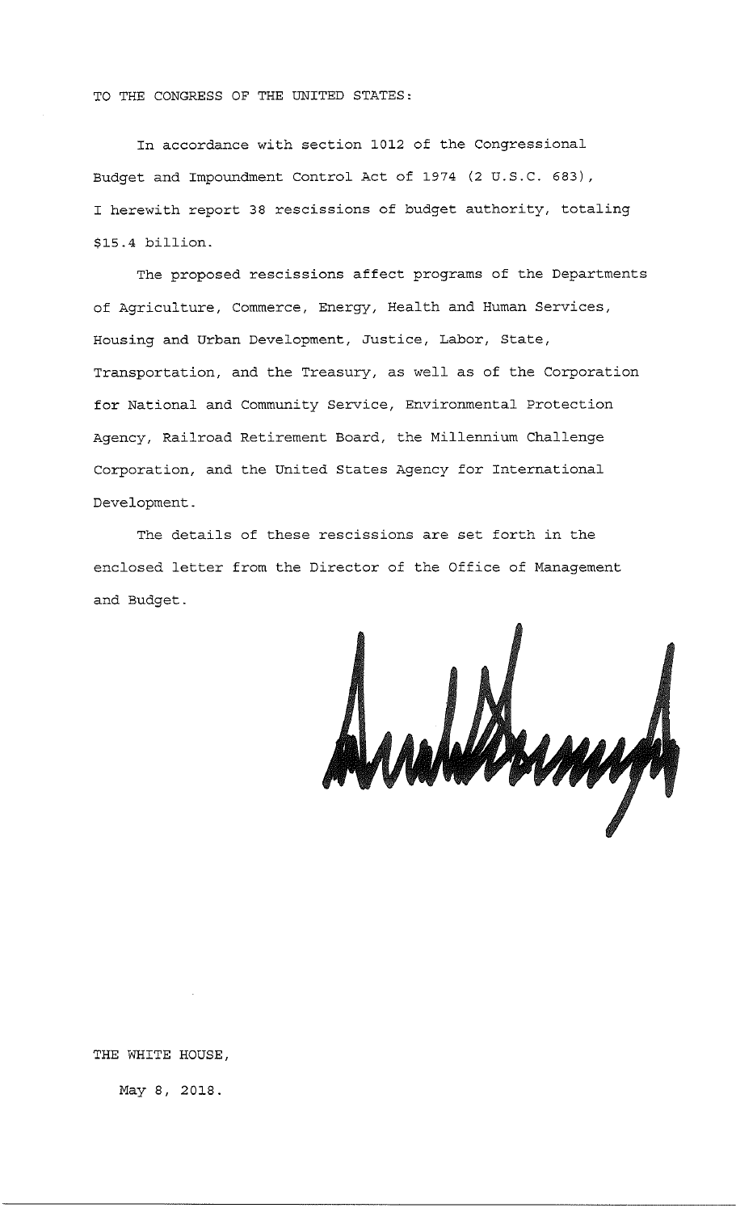TO THE CONGRESS OF THE UNITED STATES:

In accordance with section 1012 of the Congressional Budget and Impoundment Control Act of 1974 (2 U.S.C. 683), I herewith report 38 rescissions of budget authority, totaling $15.4 billion.

The proposed rescissions affect programs of the Departments of Agriculture, Commerce, Energy, Health and Human Services, Housing and Urban Development, Justice, Labor, State, Transportation, and the Treasury, as well as of the Corporation for National and Community Service, Environmental Protection Agency, Railroad Retirement Board, the Millennium Challenge Corporation, and the United States Agency for International Development.

The details of these rescissions are set forth in the enclosed letter from the Director of the Office of Management and Budget.

THE WHITE HOUSE,

May 8, 2018.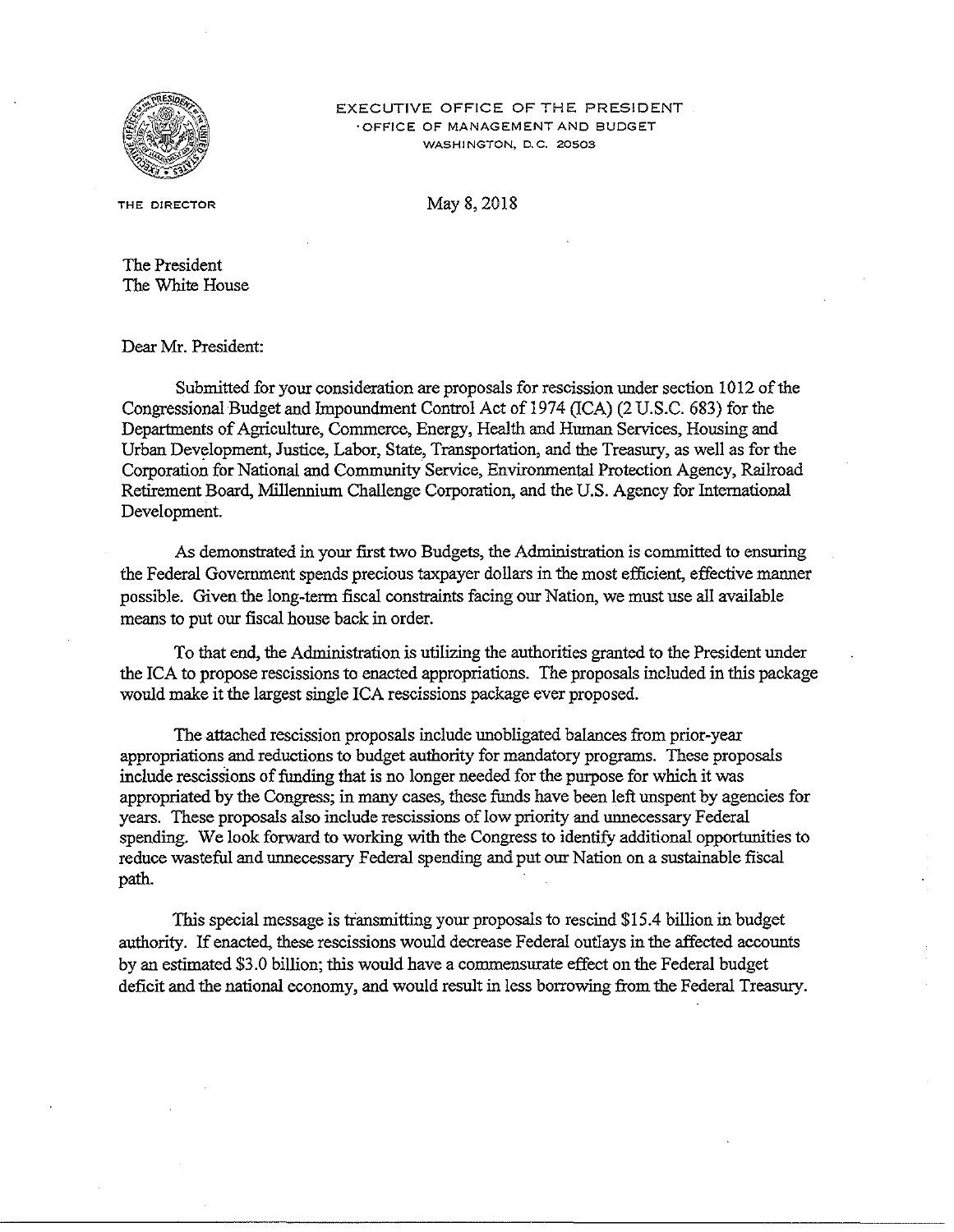EXECUTIVE OFFICE OF THE PRESIDENT
OFFICE OF MANAGEMENT AND BUDGET
WASHINGTON, D.C. 20503

THE DIRECTOR

May 8, 2018

The President
The White House

Dear Mr. President:

Submitted for your consideration are proposals for rescission under section 1012 of the Congressional Budget and Impoundment Control Act of 1974 (ICA) (2 U.S.C. 683) for the Departments of Agriculture, Commerce, Energy, Health and Human Services, Housing and Urban Development, Justice, Labor, State, Transportation, and the Treasury, as well as for the Corporation for National and Community Service, Environmental Protection Agency, Railroad Retirement Board, Millennium Challenge Corporation, and the U.S. Agency for International Development.

As demonstrated in your first two Budgets, the Administration is committed to ensuring the Federal Government spends precious taxpayer dollars in the most efficient, effective manner possible. Given the long-term fiscal constraints facing our Nation, we must use all available means to put our fiscal house back in order.

To that end, the Administration is utilizing the authorities granted to the President under the ICA to propose rescissions to enacted appropriations. The proposals included in this package would make it the largest single ICA rescissions package ever proposed.

The attached rescission proposals include unobligated balances from prior-year appropriations and reductions to budget authority for mandatory programs. These proposals include rescissions of funding that is no longer needed for the purpose for which it was appropriated by the Congress; in many cases, these funds have been left unspent by agencies for years. These proposals also include rescissions of low priority and unnecessary Federal spending. We look forward to working with the Congress to identify additional opportunities to reduce wasteful and unnecessary Federal spending and put our Nation on a sustainable fiscal path.

This special message is transmitting your proposals to rescind $15.4 billion in budget authority. If enacted, these rescissions would decrease Federal outlays in the affected accounts by an estimated $3.0 billion; this would have a commensurate effect on the Federal budget deficit and the national economy, and would result in less borrowing from the Federal Treasury.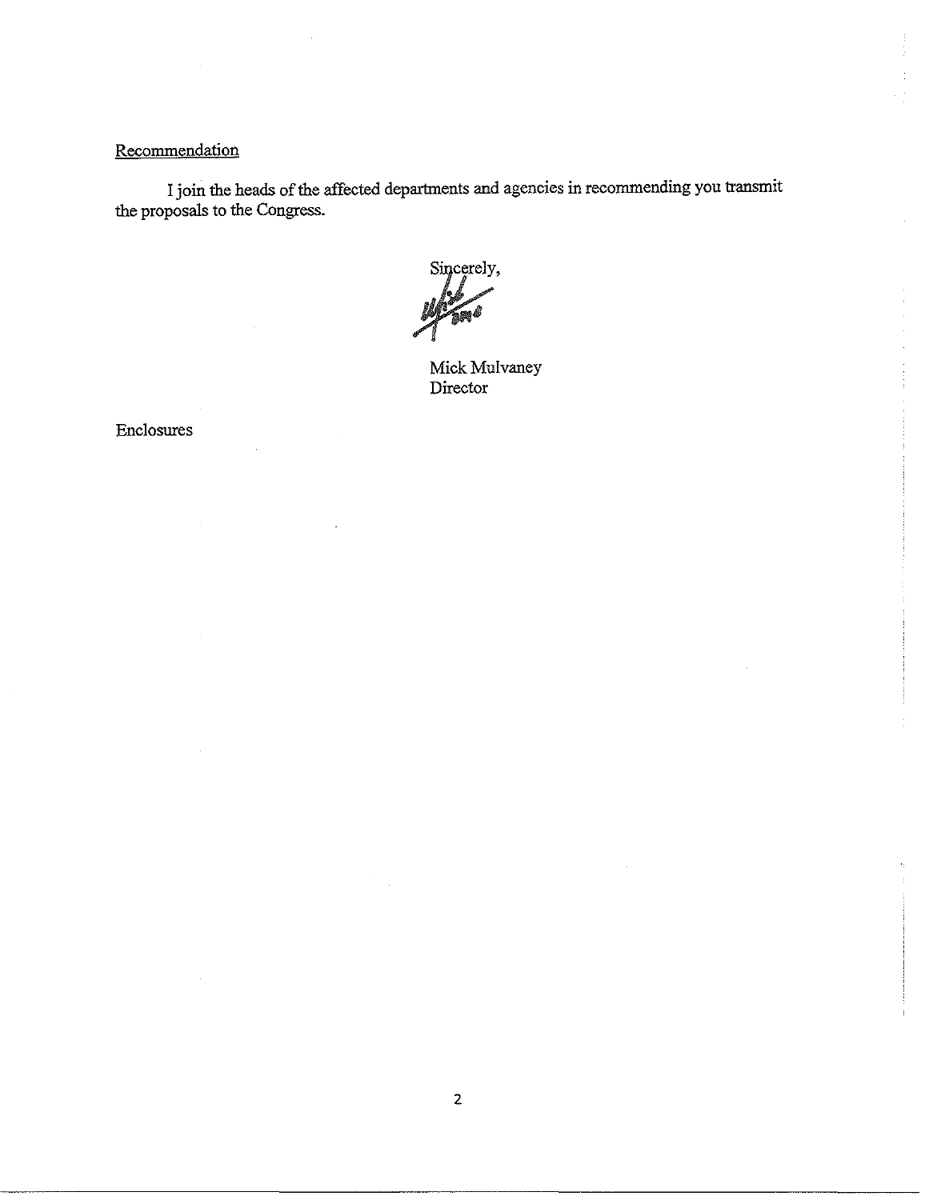Recommendation

I join the heads of the affected departments and agencies in recommending you transmit the proposals to the Congress.

Sincerely,

Mick Mulvaney
Director

Enclosures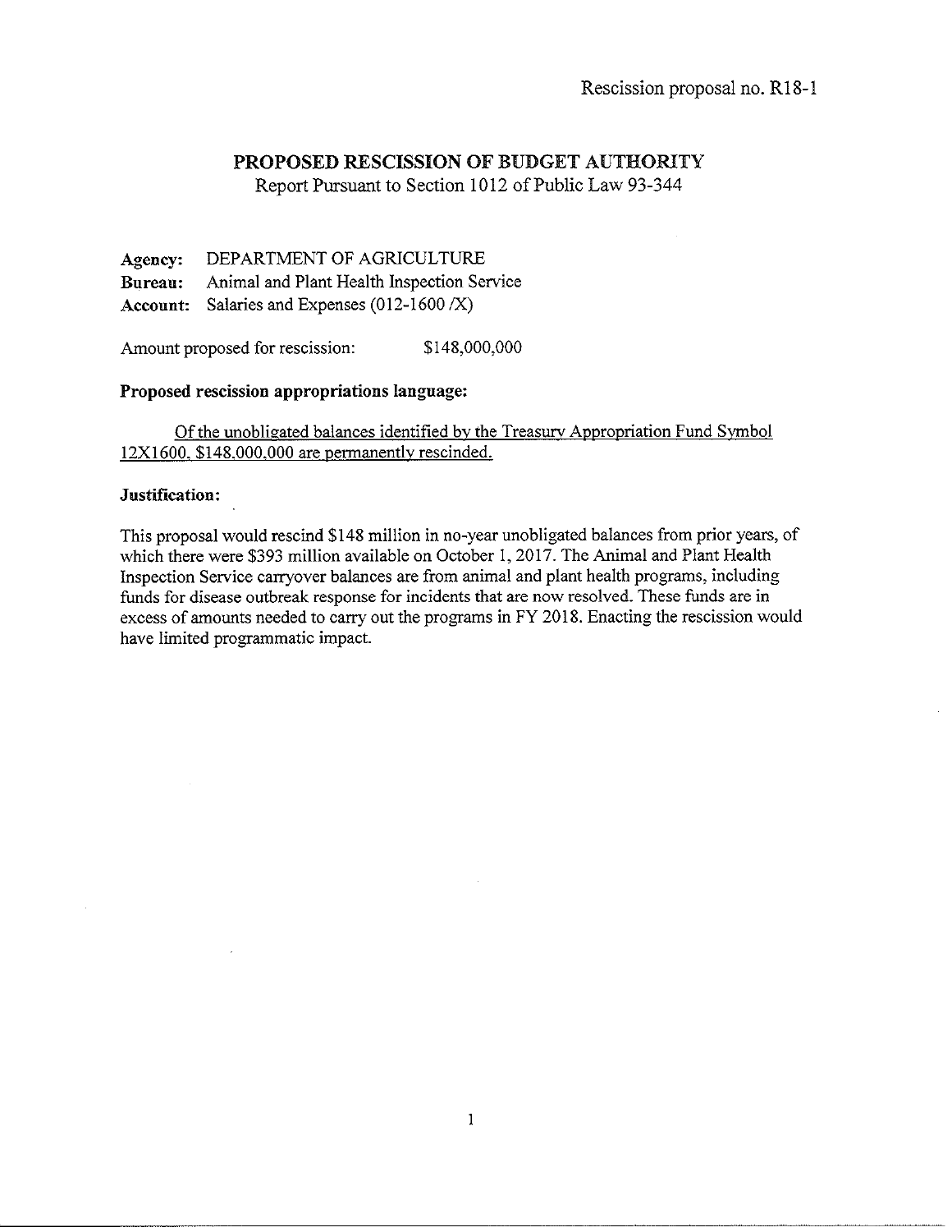Rescission proposal no. R18-1

## PROPOSED RESCISSION OF BUDGET AUTHORITY

Report Pursuant to Section 1012 of Public Law 93-344

**Agency:** DEPARTMENT OF AGRICULTURE
**Bureau:** Animal and Plant Health Inspection Service
**Account:** Salaries and Expenses (012-1600 /X)

Amount proposed for rescission: $148,000,000

**Proposed rescission appropriations language:**

Of the unobligated balances identified by the Treasury Appropriation Fund Symbol 12X1600, $148,000,000 are permanently rescinded.

**Justification:**

This proposal would rescind $148 million in no-year unobligated balances from prior years, of which there were $393 million available on October 1, 2017. The Animal and Plant Health Inspection Service carryover balances are from animal and plant health programs, including funds for disease outbreak response for incidents that are now resolved. These funds are in excess of amounts needed to carry out the programs in FY 2018. Enacting the rescission would have limited programmatic impact.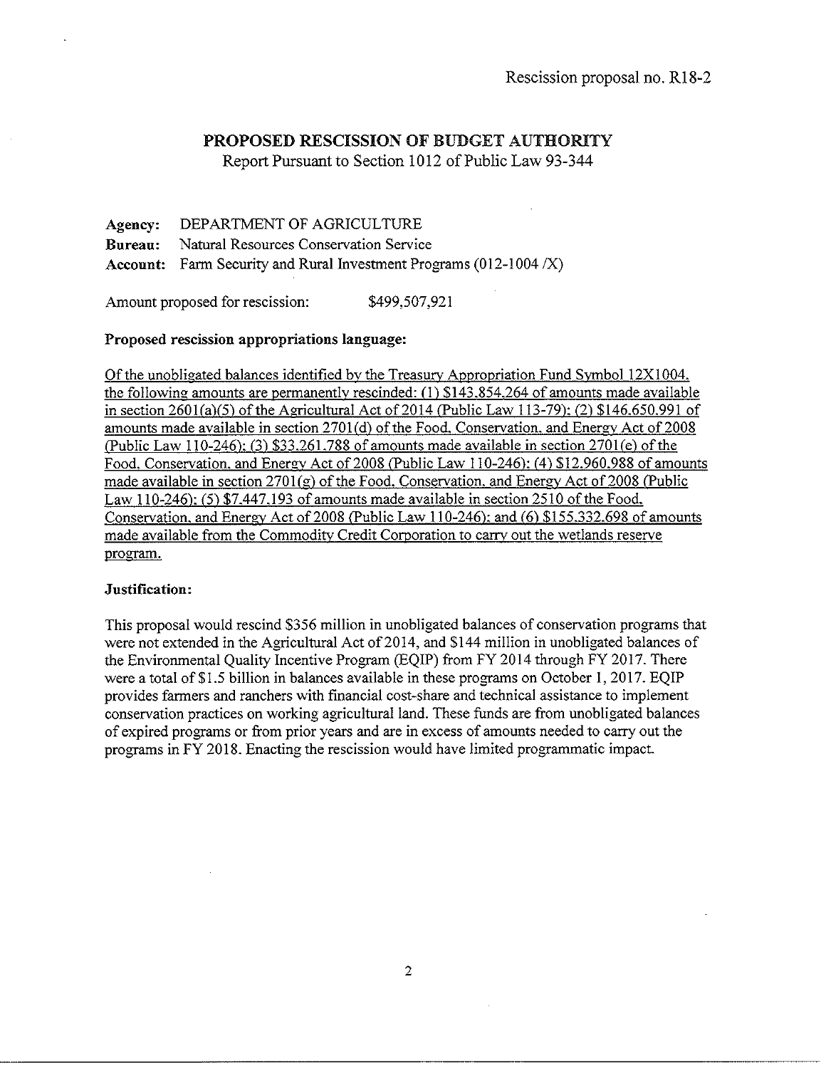Rescission proposal no. R18-2

## PROPOSED RESCISSION OF BUDGET AUTHORITY

Report Pursuant to Section 1012 of Public Law 93-344

**Agency:** DEPARTMENT OF AGRICULTURE
**Bureau:** Natural Resources Conservation Service
**Account:** Farm Security and Rural Investment Programs (012-1004 /X)

Amount proposed for rescission: $499,507,921

**Proposed rescission appropriations language:**

Of the unobligated balances identified by the Treasury Appropriation Fund Symbol 12X1004, the following amounts are permanently rescinded: (1) $143,854,264 of amounts made available in section 2601(a)(5) of the Agricultural Act of 2014 (Public Law 113-79); (2) $146,650,991 of amounts made available in section 2701(d) of the Food, Conservation, and Energy Act of 2008 (Public Law 110-246); (3) $33,261,788 of amounts made available in section 2701(e) of the Food, Conservation, and Energy Act of 2008 (Public Law 110-246); (4) $12,960,988 of amounts made available in section 2701(g) of the Food, Conservation, and Energy Act of 2008 (Public Law 110-246); (5) $7,447,193 of amounts made available in section 2510 of the Food, Conservation, and Energy Act of 2008 (Public Law 110-246); and (6) $155,332,698 of amounts made available from the Commodity Credit Corporation to carry out the wetlands reserve program.

**Justification:**

This proposal would rescind $356 million in unobligated balances of conservation programs that were not extended in the Agricultural Act of 2014, and $144 million in unobligated balances of the Environmental Quality Incentive Program (EQIP) from FY 2014 through FY 2017. There were a total of $1.5 billion in balances available in these programs on October 1, 2017. EQIP provides farmers and ranchers with financial cost-share and technical assistance to implement conservation practices on working agricultural land. These funds are from unobligated balances of expired programs or from prior years and are in excess of amounts needed to carry out the programs in FY 2018. Enacting the rescission would have limited programmatic impact.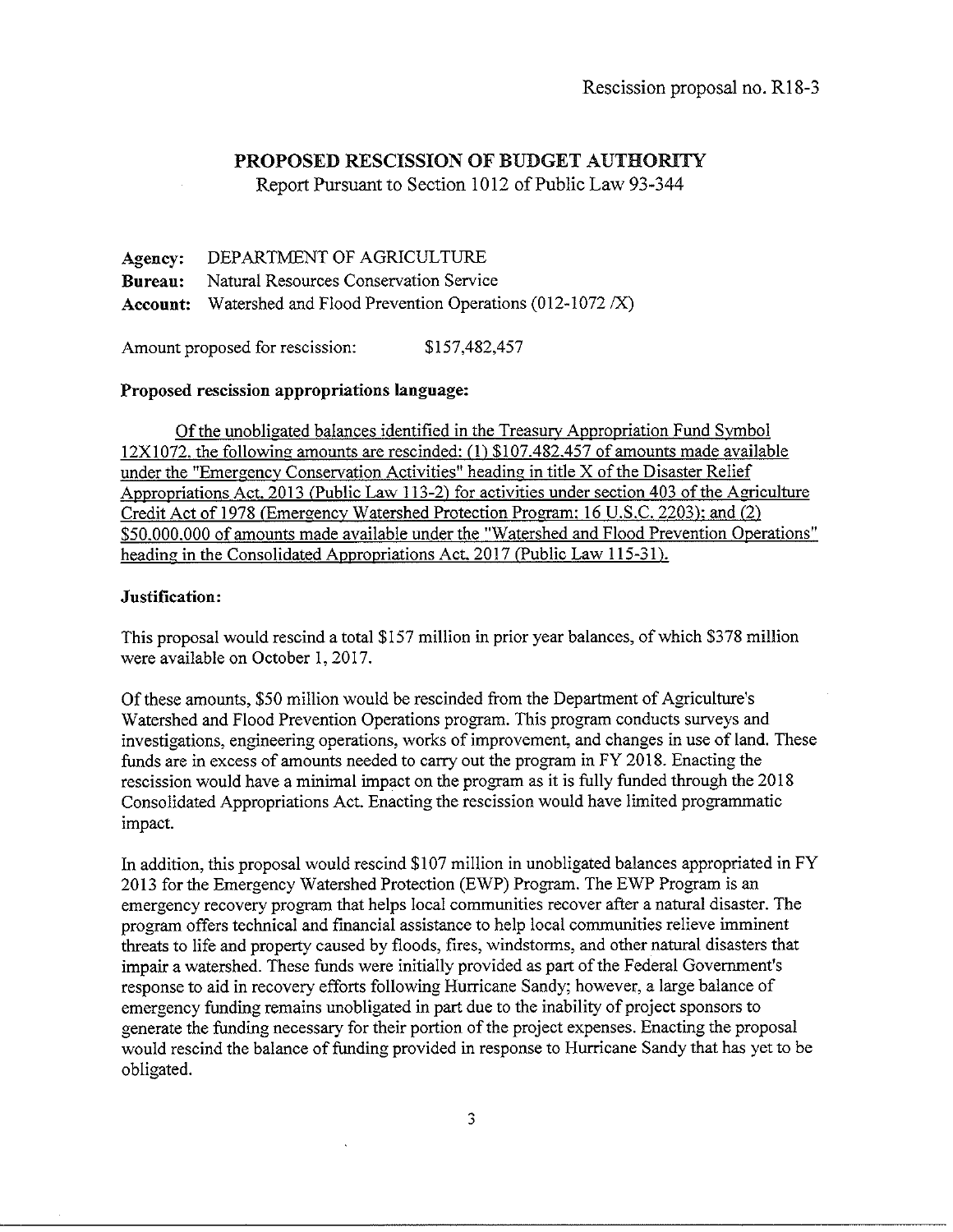Rescission proposal no. R18-3

# PROPOSED RESCISSION OF BUDGET AUTHORITY

Report Pursuant to Section 1012 of Public Law 93-344

**Agency:** DEPARTMENT OF AGRICULTURE
**Bureau:** Natural Resources Conservation Service
**Account:** Watershed and Flood Prevention Operations (012-1072 /X)

Amount proposed for rescission: $157,482,457

**Proposed rescission appropriations language:**

<u>Of the unobligated balances identified in the Treasury Appropriation Fund Symbol 12X1072, the following amounts are rescinded: (1) $107,482,457 of amounts made available under the "Emergency Conservation Activities" heading in title X of the Disaster Relief Appropriations Act, 2013 (Public Law 113-2) for activities under section 403 of the Agriculture Credit Act of 1978 (Emergency Watershed Protection Program; 16 U.S.C. 2203); and (2) $50,000,000 of amounts made available under the "Watershed and Flood Prevention Operations" heading in the Consolidated Appropriations Act, 2017 (Public Law 115-31).</u>

**Justification:**

This proposal would rescind a total $157 million in prior year balances, of which $378 million were available on October 1, 2017.

Of these amounts, $50 million would be rescinded from the Department of Agriculture's Watershed and Flood Prevention Operations program. This program conducts surveys and investigations, engineering operations, works of improvement, and changes in use of land. These funds are in excess of amounts needed to carry out the program in FY 2018. Enacting the rescission would have a minimal impact on the program as it is fully funded through the 2018 Consolidated Appropriations Act. Enacting the rescission would have limited programmatic impact.

In addition, this proposal would rescind $107 million in unobligated balances appropriated in FY 2013 for the Emergency Watershed Protection (EWP) Program. The EWP Program is an emergency recovery program that helps local communities recover after a natural disaster. The program offers technical and financial assistance to help local communities relieve imminent threats to life and property caused by floods, fires, windstorms, and other natural disasters that impair a watershed. These funds were initially provided as part of the Federal Government's response to aid in recovery efforts following Hurricane Sandy; however, a large balance of emergency funding remains unobligated in part due to the inability of project sponsors to generate the funding necessary for their portion of the project expenses. Enacting the proposal would rescind the balance of funding provided in response to Hurricane Sandy that has yet to be obligated.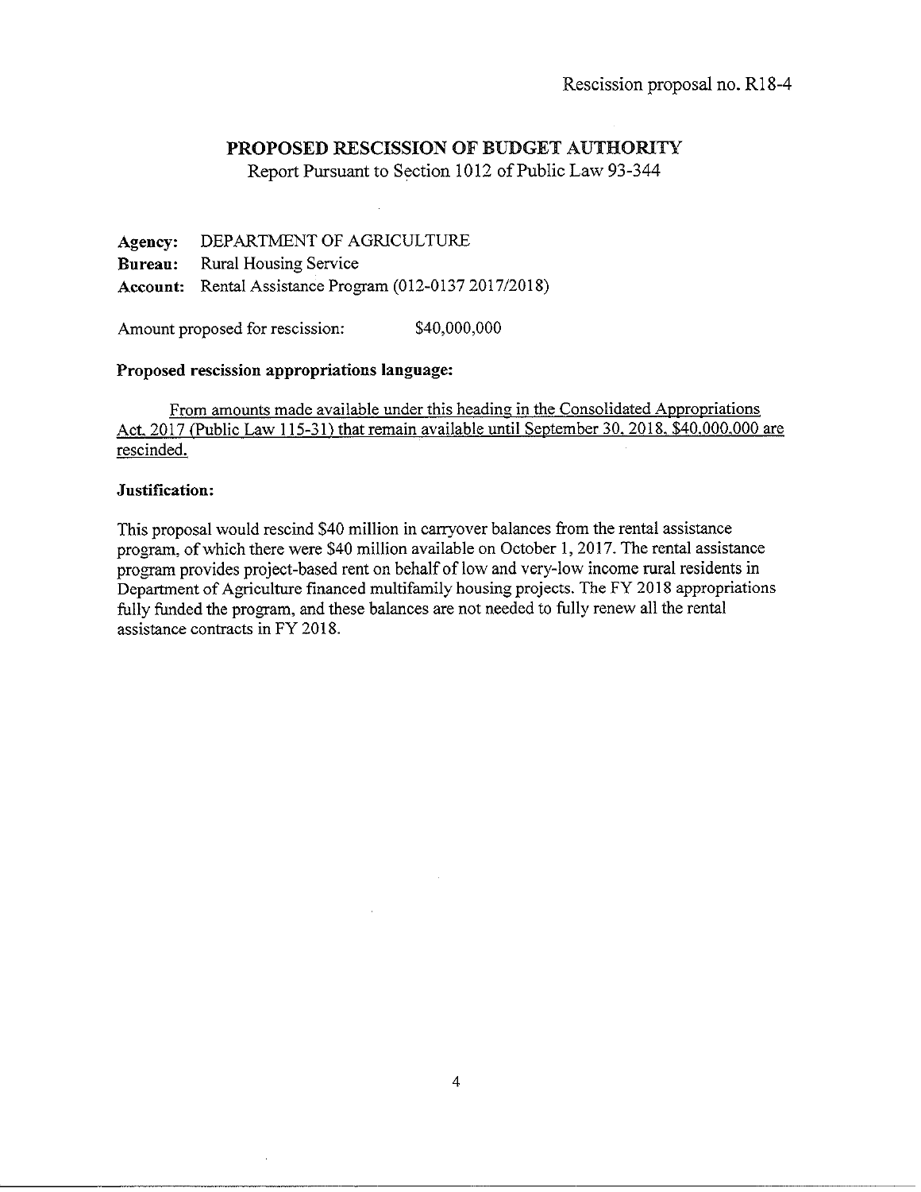Rescission proposal no. R18-4

## PROPOSED RESCISSION OF BUDGET AUTHORITY

Report Pursuant to Section 1012 of Public Law 93-344

**Agency:** DEPARTMENT OF AGRICULTURE
**Bureau:** Rural Housing Service
**Account:** Rental Assistance Program (012-0137 2017/2018)

Amount proposed for rescission: $40,000,000

**Proposed rescission appropriations language:**

From amounts made available under this heading in the Consolidated Appropriations Act, 2017 (Public Law 115-31) that remain available until September 30, 2018, $40,000,000 are rescinded.

**Justification:**

This proposal would rescind $40 million in carryover balances from the rental assistance program, of which there were $40 million available on October 1, 2017. The rental assistance program provides project-based rent on behalf of low and very-low income rural residents in Department of Agriculture financed multifamily housing projects. The FY 2018 appropriations fully funded the program, and these balances are not needed to fully renew all the rental assistance contracts in FY 2018.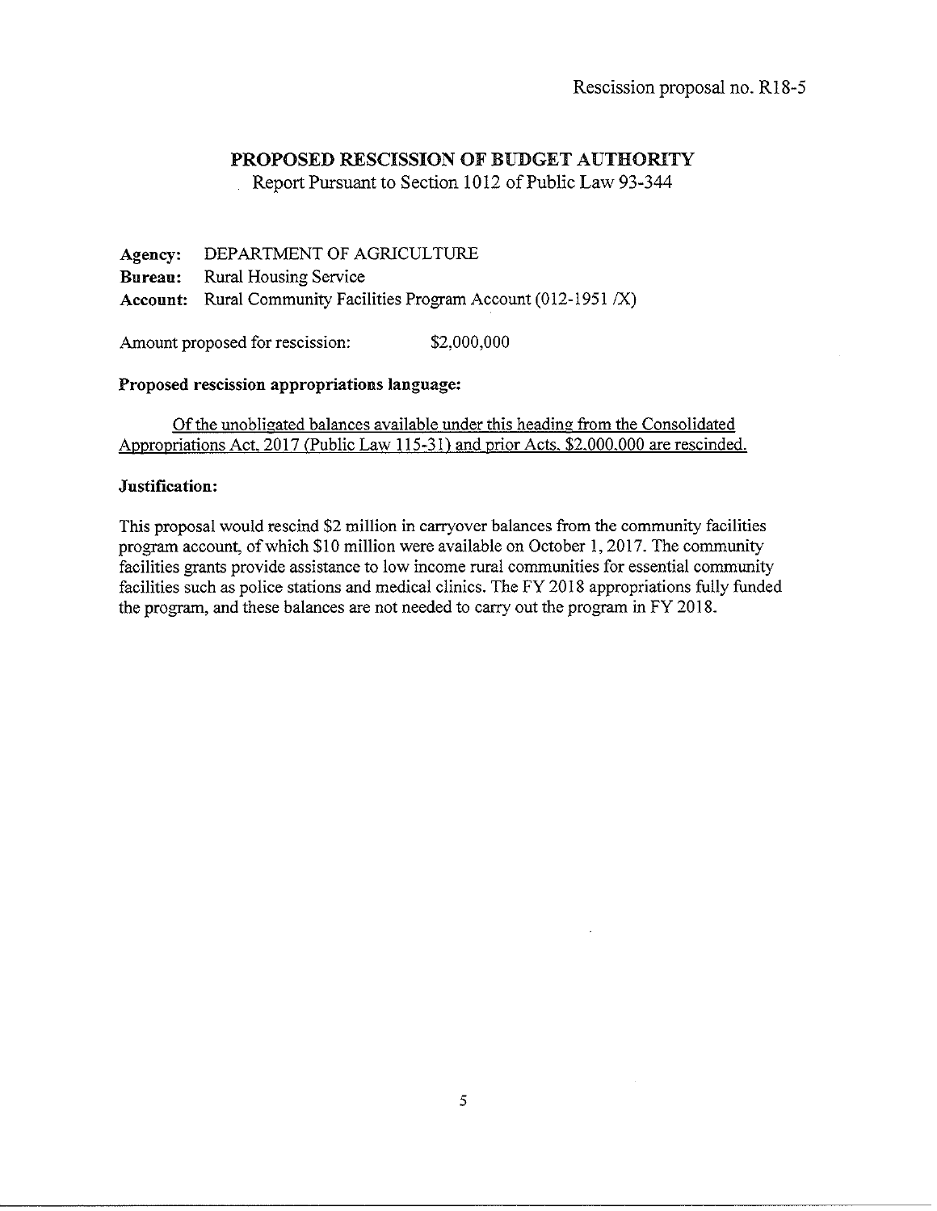Rescission proposal no. R18-5

## PROPOSED RESCISSION OF BUDGET AUTHORITY

Report Pursuant to Section 1012 of Public Law 93-344

**Agency:** DEPARTMENT OF AGRICULTURE
**Bureau:** Rural Housing Service
**Account:** Rural Community Facilities Program Account (012-1951 /X)

Amount proposed for rescission: $2,000,000

**Proposed rescission appropriations language:**

<u>Of the unobligated balances available under this heading from the Consolidated Appropriations Act, 2017 (Public Law 115-31) and prior Acts, $2,000,000 are rescinded.</u>

**Justification:**

This proposal would rescind $2 million in carryover balances from the community facilities program account, of which $10 million were available on October 1, 2017. The community facilities grants provide assistance to low income rural communities for essential community facilities such as police stations and medical clinics. The FY 2018 appropriations fully funded the program, and these balances are not needed to carry out the program in FY 2018.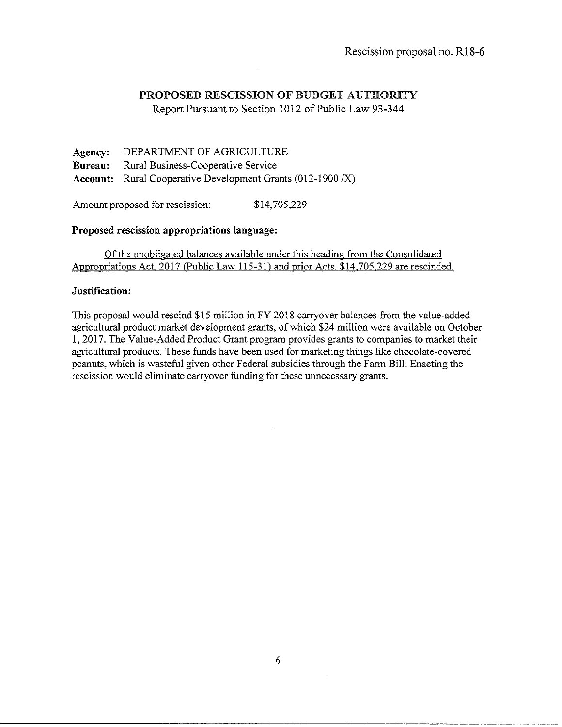Rescission proposal no. R18-6

## PROPOSED RESCISSION OF BUDGET AUTHORITY

Report Pursuant to Section 1012 of Public Law 93-344

**Agency:** DEPARTMENT OF AGRICULTURE
**Bureau:** Rural Business-Cooperative Service
**Account:** Rural Cooperative Development Grants (012-1900 /X)

Amount proposed for rescission: $14,705,229

**Proposed rescission appropriations language:**

Of the unobligated balances available under this heading from the Consolidated Appropriations Act, 2017 (Public Law 115-31) and prior Acts, $14,705,229 are rescinded.

**Justification:**

This proposal would rescind $15 million in FY 2018 carryover balances from the value-added agricultural product market development grants, of which $24 million were available on October 1, 2017. The Value-Added Product Grant program provides grants to companies to market their agricultural products. These funds have been used for marketing things like chocolate-covered peanuts, which is wasteful given other Federal subsidies through the Farm Bill. Enacting the rescission would eliminate carryover funding for these unnecessary grants.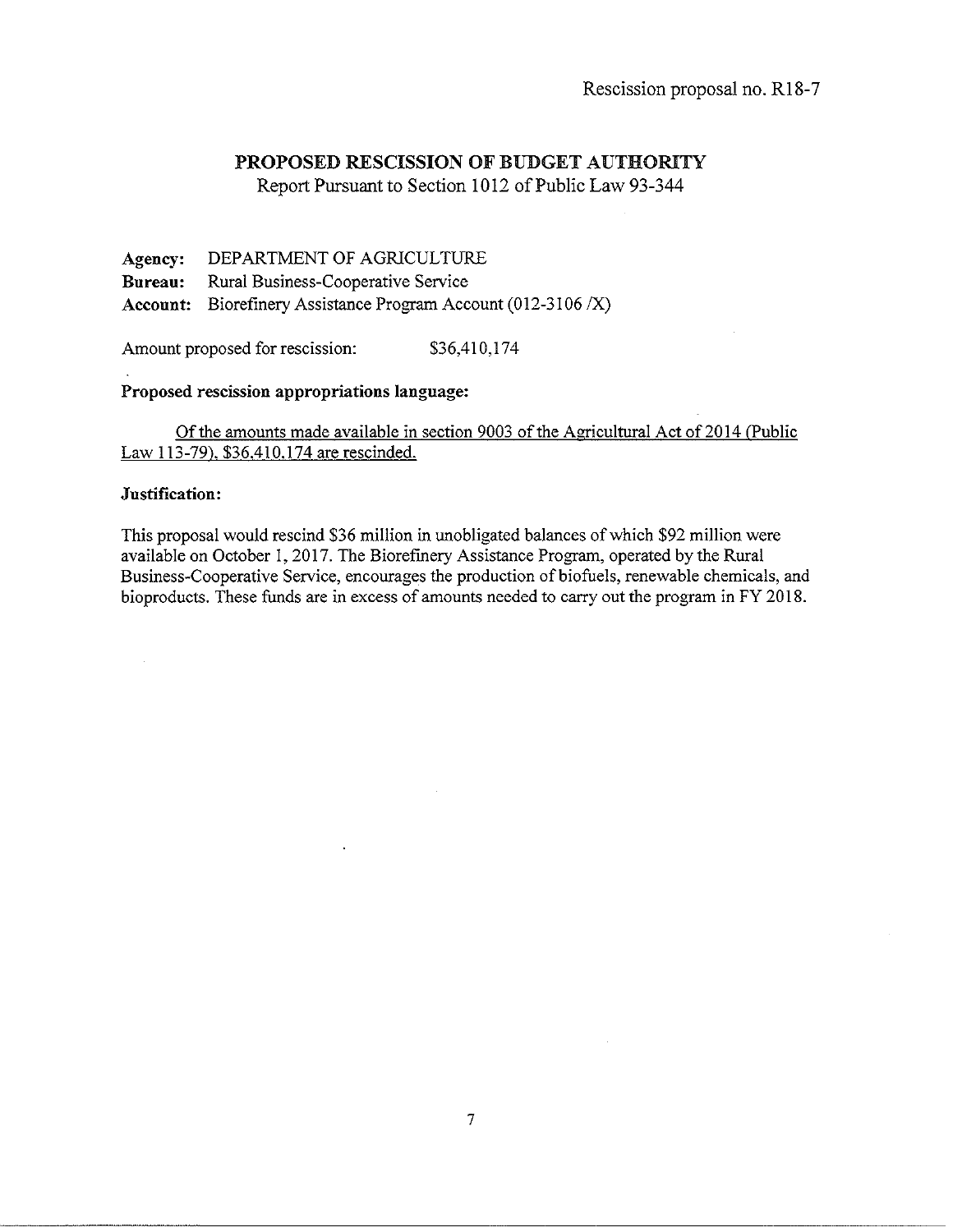Rescission proposal no. R18-7

## PROPOSED RESCISSION OF BUDGET AUTHORITY

Report Pursuant to Section 1012 of Public Law 93-344

**Agency:** DEPARTMENT OF AGRICULTURE
**Bureau:** Rural Business-Cooperative Service
**Account:** Biorefinery Assistance Program Account (012-3106 /X)

Amount proposed for rescission: $36,410,174

**Proposed rescission appropriations language:**

<u>Of the amounts made available in section 9003 of the Agricultural Act of 2014 (Public Law 113-79), $36,410,174 are rescinded.</u>

**Justification:**

This proposal would rescind $36 million in unobligated balances of which $92 million were available on October 1, 2017. The Biorefinery Assistance Program, operated by the Rural Business-Cooperative Service, encourages the production of biofuels, renewable chemicals, and bioproducts. These funds are in excess of amounts needed to carry out the program in FY 2018.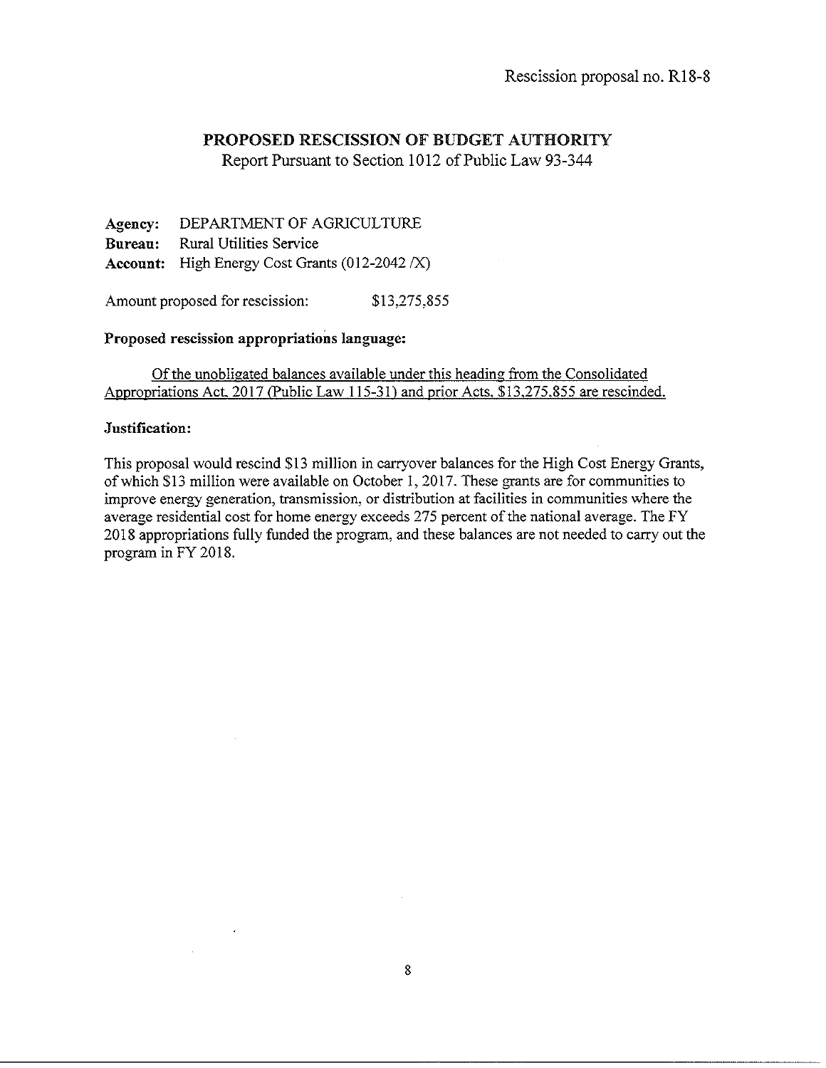Rescission proposal no. R18-8

## PROPOSED RESCISSION OF BUDGET AUTHORITY

Report Pursuant to Section 1012 of Public Law 93-344

**Agency:** DEPARTMENT OF AGRICULTURE
**Bureau:** Rural Utilities Service
**Account:** High Energy Cost Grants (012-2042 /X)

Amount proposed for rescission: $13,275,855

**Proposed rescission appropriations language:**

<u>Of the unobligated balances available under this heading from the Consolidated Appropriations Act, 2017 (Public Law 115-31) and prior Acts, $13,275,855 are rescinded.</u>

**Justification:**

This proposal would rescind $13 million in carryover balances for the High Cost Energy Grants, of which $13 million were available on October 1, 2017. These grants are for communities to improve energy generation, transmission, or distribution at facilities in communities where the average residential cost for home energy exceeds 275 percent of the national average. The FY 2018 appropriations fully funded the program, and these balances are not needed to carry out the program in FY 2018.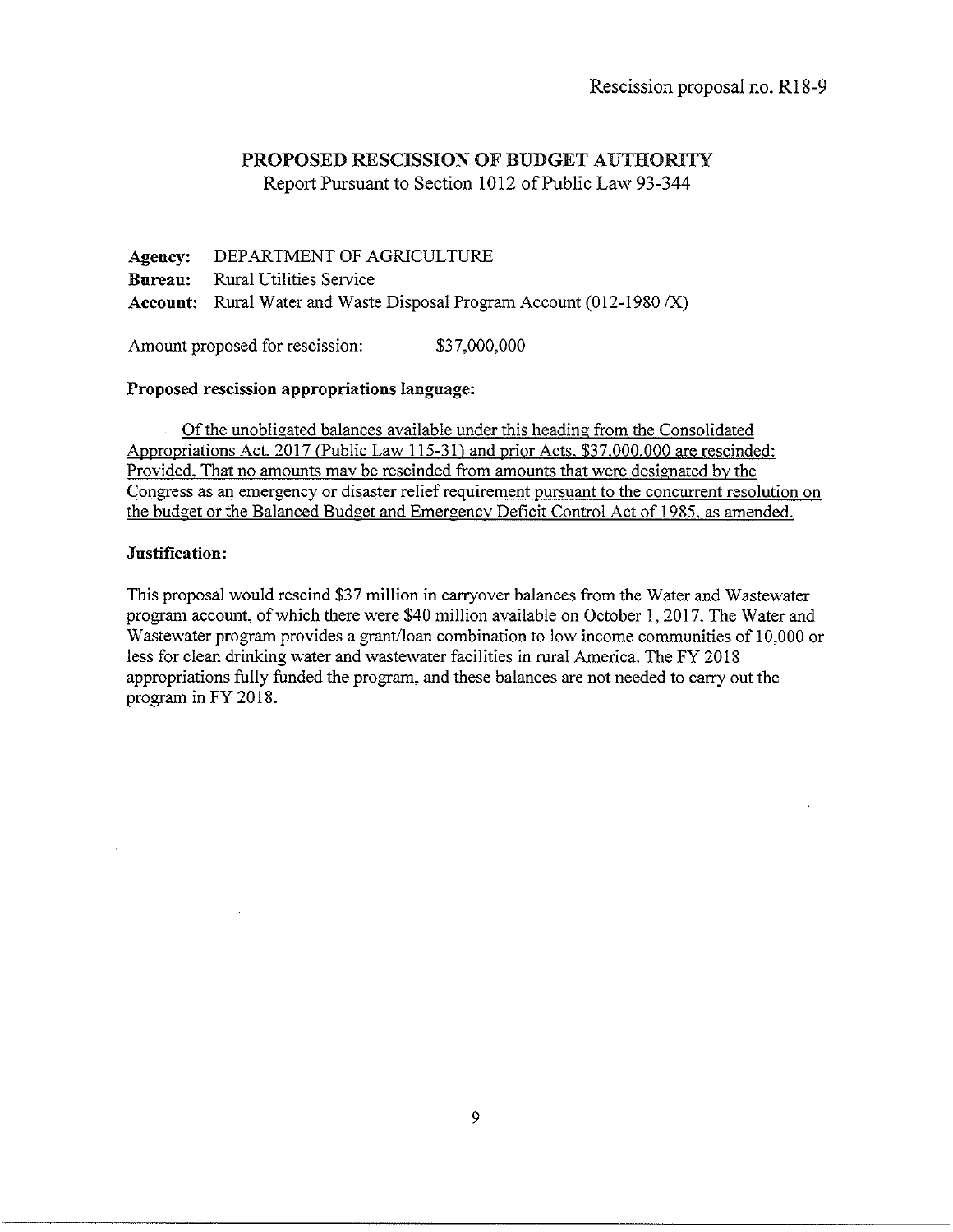Rescission proposal no. R18-9

## PROPOSED RESCISSION OF BUDGET AUTHORITY

Report Pursuant to Section 1012 of Public Law 93-344

**Agency:** DEPARTMENT OF AGRICULTURE
**Bureau:** Rural Utilities Service
**Account:** Rural Water and Waste Disposal Program Account (012-1980 /X)

Amount proposed for rescission: $37,000,000

**Proposed rescission appropriations language:**

Of the unobligated balances available under this heading from the Consolidated Appropriations Act, 2017 (Public Law 115-31) and prior Acts, $37,000,000 are rescinded: Provided, That no amounts may be rescinded from amounts that were designated by the Congress as an emergency or disaster relief requirement pursuant to the concurrent resolution on the budget or the Balanced Budget and Emergency Deficit Control Act of 1985, as amended.

**Justification:**

This proposal would rescind $37 million in carryover balances from the Water and Wastewater program account, of which there were $40 million available on October 1, 2017. The Water and Wastewater program provides a grant/loan combination to low income communities of 10,000 or less for clean drinking water and wastewater facilities in rural America. The FY 2018 appropriations fully funded the program, and these balances are not needed to carry out the program in FY 2018.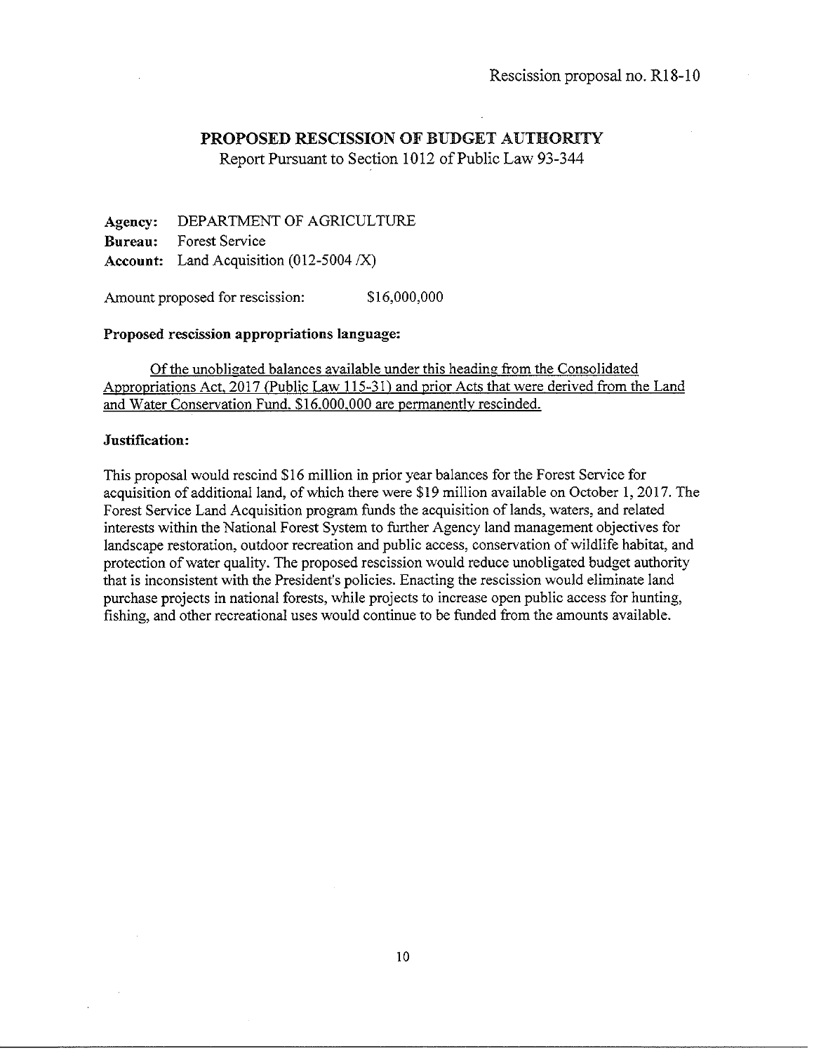Rescission proposal no. R18-10

## PROPOSED RESCISSION OF BUDGET AUTHORITY

Report Pursuant to Section 1012 of Public Law 93-344

**Agency:** DEPARTMENT OF AGRICULTURE
**Bureau:** Forest Service
**Account:** Land Acquisition (012-5004 /X)

Amount proposed for rescission: $16,000,000

**Proposed rescission appropriations language:**

Of the unobligated balances available under this heading from the Consolidated Appropriations Act, 2017 (Public Law 115-31) and prior Acts that were derived from the Land and Water Conservation Fund, $16,000,000 are permanently rescinded.

**Justification:**

This proposal would rescind $16 million in prior year balances for the Forest Service for acquisition of additional land, of which there were $19 million available on October 1, 2017. The Forest Service Land Acquisition program funds the acquisition of lands, waters, and related interests within the National Forest System to further Agency land management objectives for landscape restoration, outdoor recreation and public access, conservation of wildlife habitat, and protection of water quality. The proposed rescission would reduce unobligated budget authority that is inconsistent with the President's policies. Enacting the rescission would eliminate land purchase projects in national forests, while projects to increase open public access for hunting, fishing, and other recreational uses would continue to be funded from the amounts available.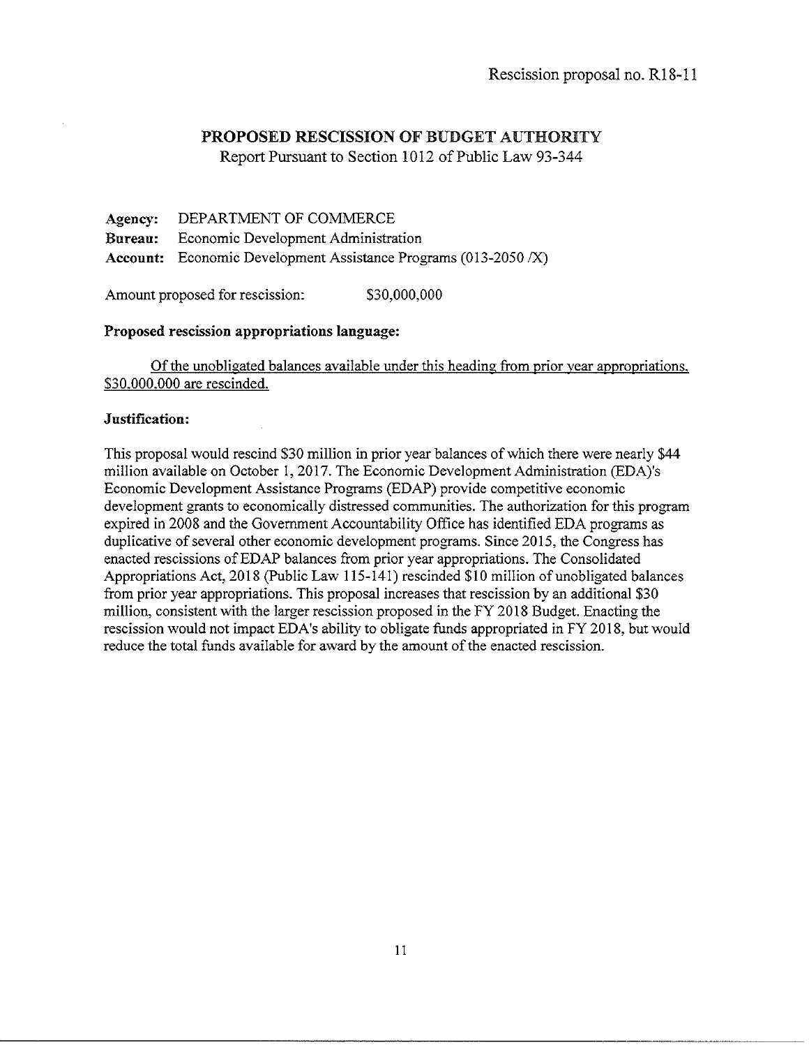Rescission proposal no. R18-11

## PROPOSED RESCISSION OF BUDGET AUTHORITY

Report Pursuant to Section 1012 of Public Law 93-344

**Agency:** DEPARTMENT OF COMMERCE
**Bureau:** Economic Development Administration
**Account:** Economic Development Assistance Programs (013-2050 /X)

Amount proposed for rescission: $30,000,000

**Proposed rescission appropriations language:**

Of the unobligated balances available under this heading from prior year appropriations, $30,000,000 are rescinded.

**Justification:**

This proposal would rescind $30 million in prior year balances of which there were nearly $44 million available on October 1, 2017. The Economic Development Administration (EDA)'s Economic Development Assistance Programs (EDAP) provide competitive economic development grants to economically distressed communities. The authorization for this program expired in 2008 and the Government Accountability Office has identified EDA programs as duplicative of several other economic development programs. Since 2015, the Congress has enacted rescissions of EDAP balances from prior year appropriations. The Consolidated Appropriations Act, 2018 (Public Law 115-141) rescinded $10 million of unobligated balances from prior year appropriations. This proposal increases that rescission by an additional $30 million, consistent with the larger rescission proposed in the FY 2018 Budget. Enacting the rescission would not impact EDA's ability to obligate funds appropriated in FY 2018, but would reduce the total funds available for award by the amount of the enacted rescission.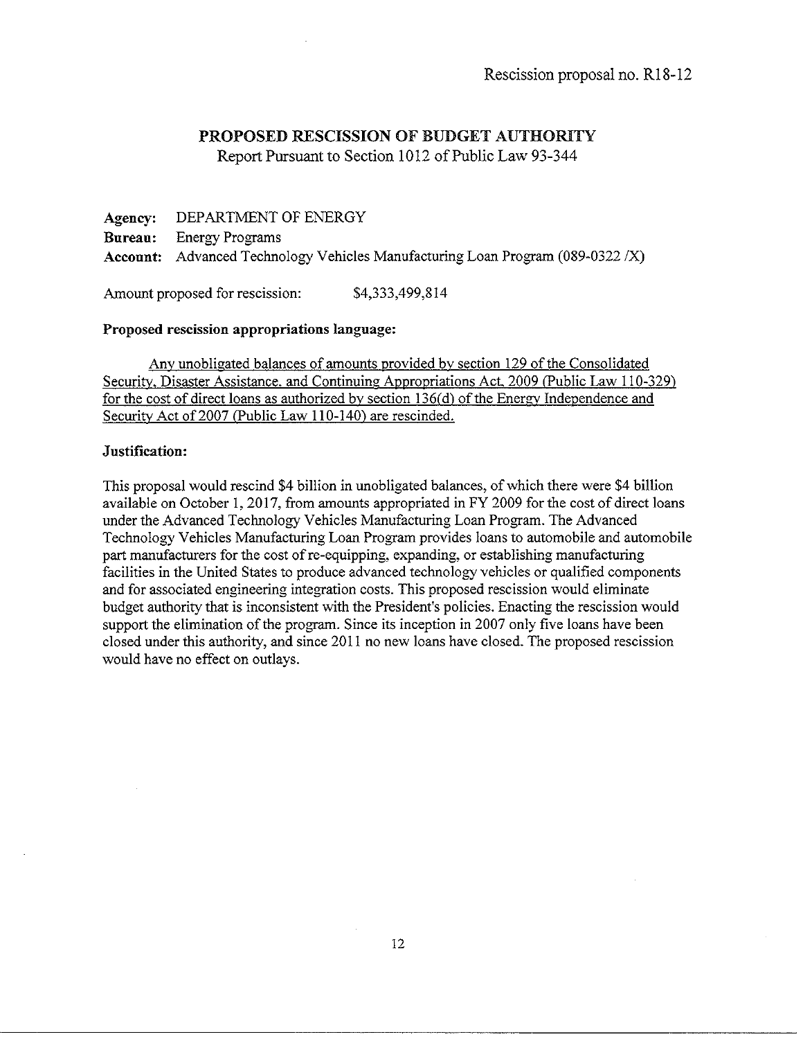Rescission proposal no. R18-12

## PROPOSED RESCISSION OF BUDGET AUTHORITY

Report Pursuant to Section 1012 of Public Law 93-344

**Agency:** DEPARTMENT OF ENERGY
**Bureau:** Energy Programs
**Account:** Advanced Technology Vehicles Manufacturing Loan Program (089-0322 /X)

Amount proposed for rescission: $4,333,499,814

**Proposed rescission appropriations language:**

<u>Any unobligated balances of amounts provided by section 129 of the Consolidated Security, Disaster Assistance, and Continuing Appropriations Act, 2009 (Public Law 110-329) for the cost of direct loans as authorized by section 136(d) of the Energy Independence and Security Act of 2007 (Public Law 110-140) are rescinded.</u>

**Justification:**

This proposal would rescind $4 billion in unobligated balances, of which there were $4 billion available on October 1, 2017, from amounts appropriated in FY 2009 for the cost of direct loans under the Advanced Technology Vehicles Manufacturing Loan Program. The Advanced Technology Vehicles Manufacturing Loan Program provides loans to automobile and automobile part manufacturers for the cost of re-equipping, expanding, or establishing manufacturing facilities in the United States to produce advanced technology vehicles or qualified components and for associated engineering integration costs. This proposed rescission would eliminate budget authority that is inconsistent with the President's policies. Enacting the rescission would support the elimination of the program. Since its inception in 2007 only five loans have been closed under this authority, and since 2011 no new loans have closed. The proposed rescission would have no effect on outlays.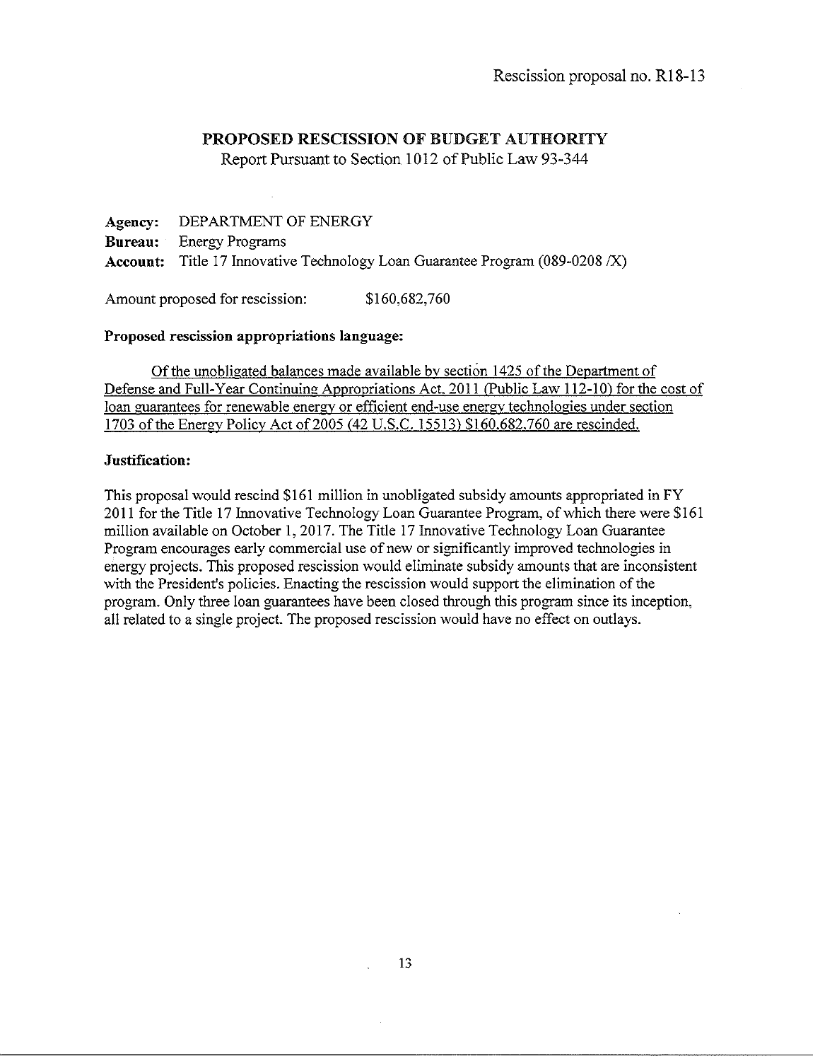Rescission proposal no. R18-13

## PROPOSED RESCISSION OF BUDGET AUTHORITY

Report Pursuant to Section 1012 of Public Law 93-344

**Agency:** DEPARTMENT OF ENERGY
**Bureau:** Energy Programs
**Account:** Title 17 Innovative Technology Loan Guarantee Program (089-0208 /X)

Amount proposed for rescission: $160,682,760

**Proposed rescission appropriations language:**

Of the unobligated balances made available by section 1425 of the Department of Defense and Full-Year Continuing Appropriations Act, 2011 (Public Law 112-10) for the cost of loan guarantees for renewable energy or efficient end-use energy technologies under section 1703 of the Energy Policy Act of 2005 (42 U.S.C. 15513) $160,682,760 are rescinded.

**Justification:**

This proposal would rescind $161 million in unobligated subsidy amounts appropriated in FY 2011 for the Title 17 Innovative Technology Loan Guarantee Program, of which there were $161 million available on October 1, 2017. The Title 17 Innovative Technology Loan Guarantee Program encourages early commercial use of new or significantly improved technologies in energy projects. This proposed rescission would eliminate subsidy amounts that are inconsistent with the President's policies. Enacting the rescission would support the elimination of the program. Only three loan guarantees have been closed through this program since its inception, all related to a single project. The proposed rescission would have no effect on outlays.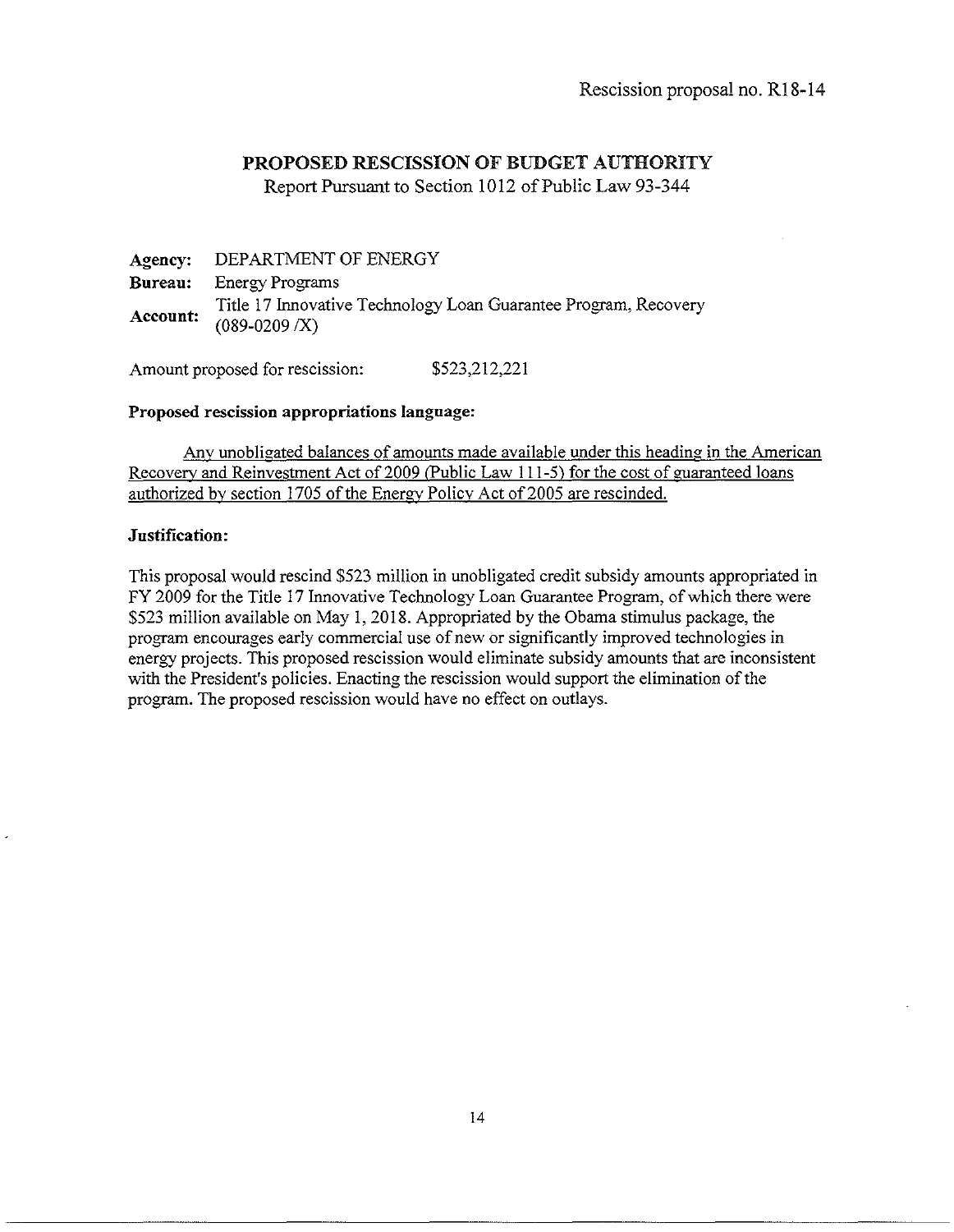Rescission proposal no. R18-14

# PROPOSED RESCISSION OF BUDGET AUTHORITY

Report Pursuant to Section 1012 of Public Law 93-344

**Agency:** DEPARTMENT OF ENERGY

**Bureau:** Energy Programs

**Account:** Title 17 Innovative Technology Loan Guarantee Program, Recovery (089-0209 /X)

Amount proposed for rescission: $523,212,221

**Proposed rescission appropriations language:**

Any unobligated balances of amounts made available under this heading in the American Recovery and Reinvestment Act of 2009 (Public Law 111-5) for the cost of guaranteed loans authorized by section 1705 of the Energy Policy Act of 2005 are rescinded.

**Justification:**

This proposal would rescind $523 million in unobligated credit subsidy amounts appropriated in FY 2009 for the Title 17 Innovative Technology Loan Guarantee Program, of which there were $523 million available on May 1, 2018. Appropriated by the Obama stimulus package, the program encourages early commercial use of new or significantly improved technologies in energy projects. This proposed rescission would eliminate subsidy amounts that are inconsistent with the President's policies. Enacting the rescission would support the elimination of the program. The proposed rescission would have no effect on outlays.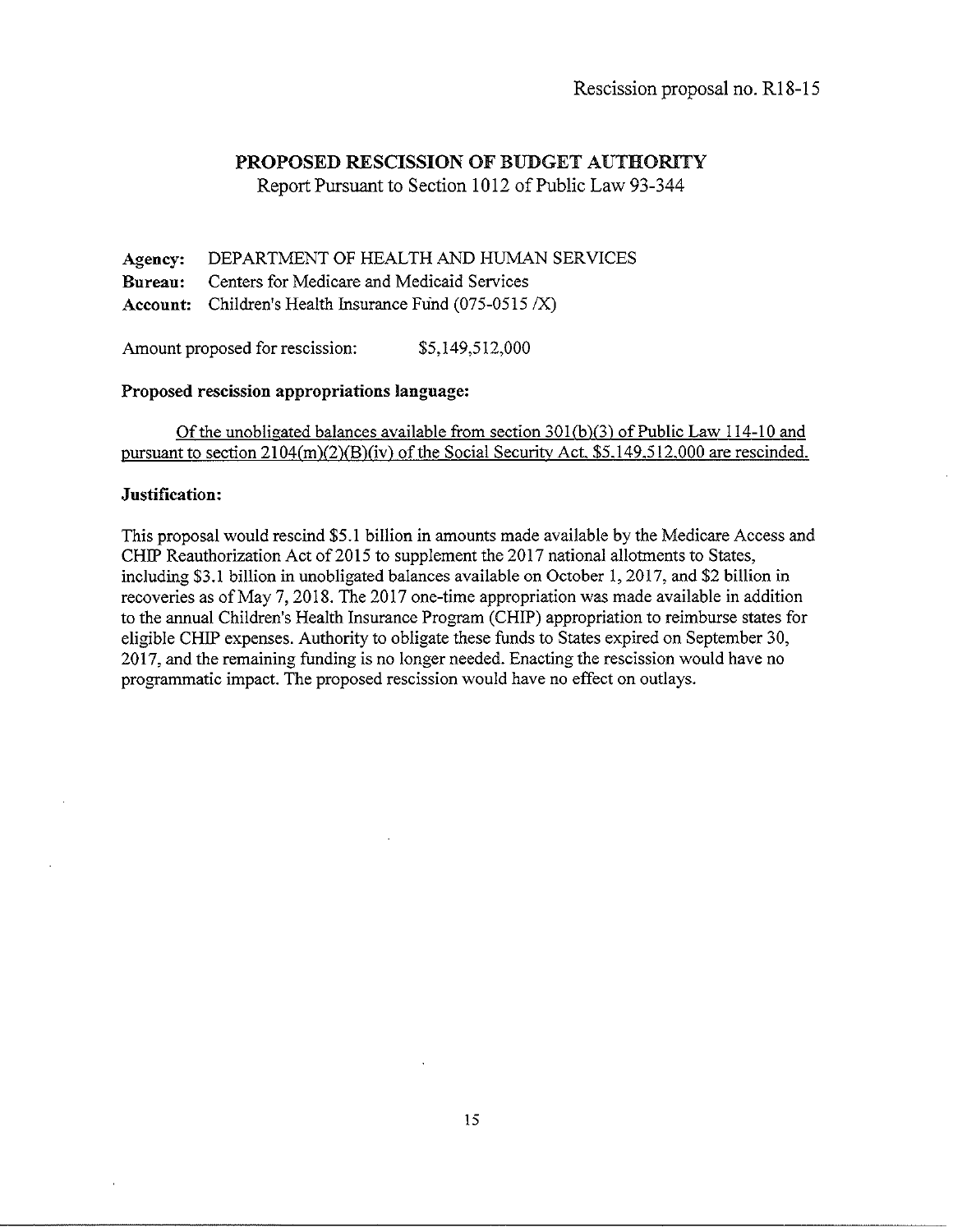Rescission proposal no. R18-15

## PROPOSED RESCISSION OF BUDGET AUTHORITY

Report Pursuant to Section 1012 of Public Law 93-344

**Agency:** DEPARTMENT OF HEALTH AND HUMAN SERVICES
**Bureau:** Centers for Medicare and Medicaid Services
**Account:** Children's Health Insurance Fund (075-0515 /X)

Amount proposed for rescission: $5,149,512,000

**Proposed rescission appropriations language:**

Of the unobligated balances available from section 301(b)(3) of Public Law 114-10 and pursuant to section 2104(m)(2)(B)(iv) of the Social Security Act, $5,149,512,000 are rescinded.

**Justification:**

This proposal would rescind $5.1 billion in amounts made available by the Medicare Access and CHIP Reauthorization Act of 2015 to supplement the 2017 national allotments to States, including $3.1 billion in unobligated balances available on October 1, 2017, and $2 billion in recoveries as of May 7, 2018. The 2017 one-time appropriation was made available in addition to the annual Children's Health Insurance Program (CHIP) appropriation to reimburse states for eligible CHIP expenses. Authority to obligate these funds to States expired on September 30, 2017, and the remaining funding is no longer needed. Enacting the rescission would have no programmatic impact. The proposed rescission would have no effect on outlays.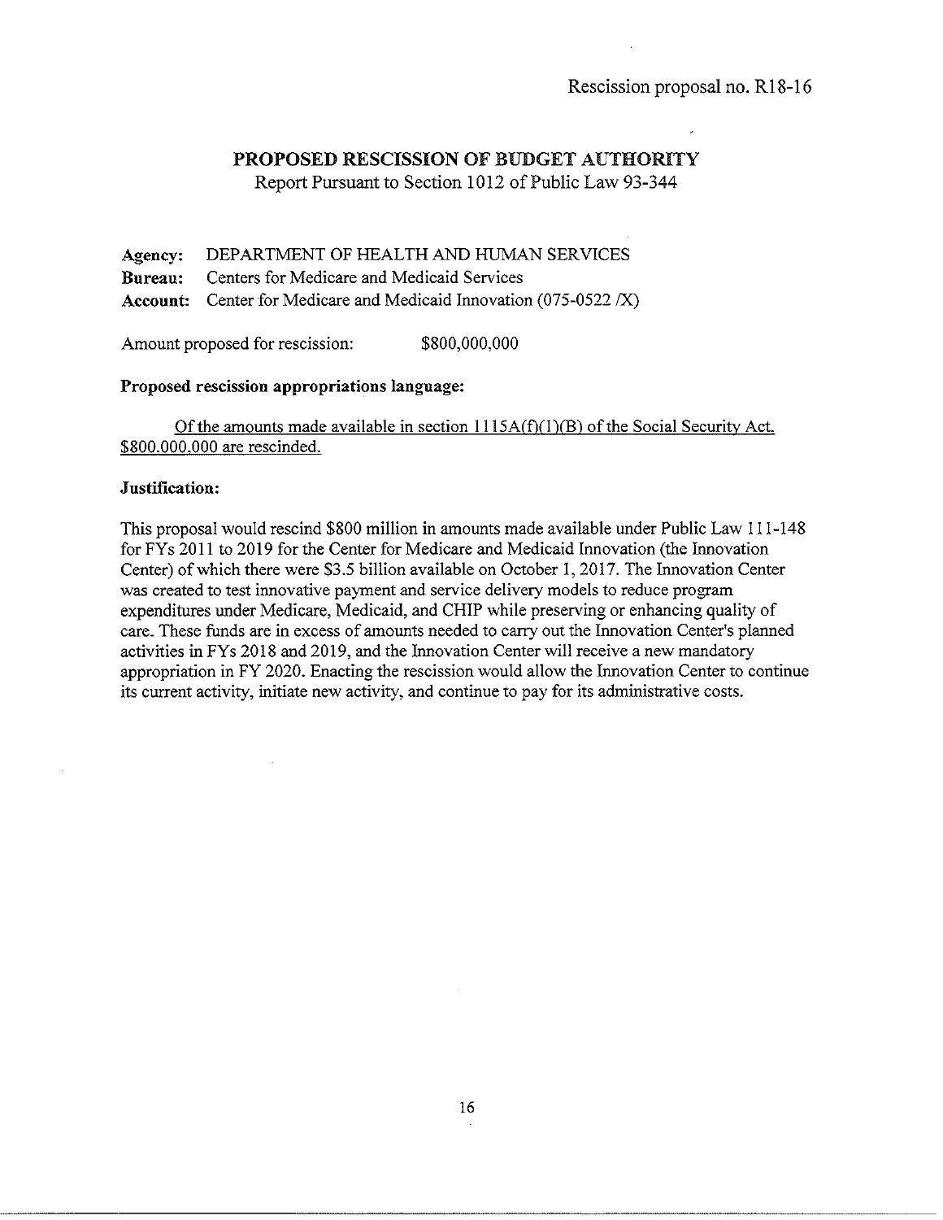Rescission proposal no. R18-16

## PROPOSED RESCISSION OF BUDGET AUTHORITY

Report Pursuant to Section 1012 of Public Law 93-344

**Agency:** DEPARTMENT OF HEALTH AND HUMAN SERVICES
**Bureau:** Centers for Medicare and Medicaid Services
**Account:** Center for Medicare and Medicaid Innovation (075-0522 /X)

Amount proposed for rescission: $800,000,000

**Proposed rescission appropriations language:**

<u>Of the amounts made available in section 1115A(f)(1)(B) of the Social Security Act, $800,000,000 are rescinded.</u>

**Justification:**

This proposal would rescind $800 million in amounts made available under Public Law 111-148 for FYs 2011 to 2019 for the Center for Medicare and Medicaid Innovation (the Innovation Center) of which there were $3.5 billion available on October 1, 2017. The Innovation Center was created to test innovative payment and service delivery models to reduce program expenditures under Medicare, Medicaid, and CHIP while preserving or enhancing quality of care. These funds are in excess of amounts needed to carry out the Innovation Center's planned activities in FYs 2018 and 2019, and the Innovation Center will receive a new mandatory appropriation in FY 2020. Enacting the rescission would allow the Innovation Center to continue its current activity, initiate new activity, and continue to pay for its administrative costs.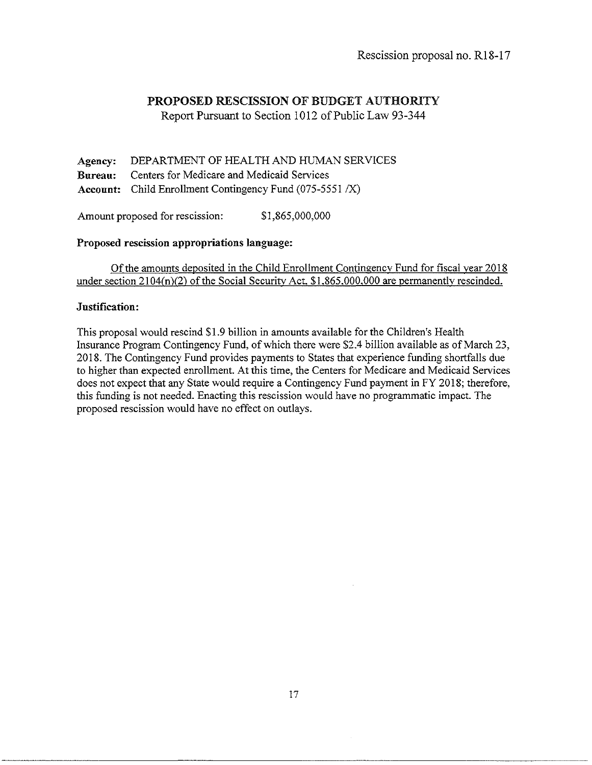Rescission proposal no. R18-17

# PROPOSED RESCISSION OF BUDGET AUTHORITY

Report Pursuant to Section 1012 of Public Law 93-344

**Agency:** DEPARTMENT OF HEALTH AND HUMAN SERVICES
**Bureau:** Centers for Medicare and Medicaid Services
**Account:** Child Enrollment Contingency Fund (075-5551 /X)

Amount proposed for rescission: $1,865,000,000

**Proposed rescission appropriations language:**

Of the amounts deposited in the Child Enrollment Contingency Fund for fiscal year 2018 under section 2104(n)(2) of the Social Security Act, $1,865,000,000 are permanently rescinded.

**Justification:**

This proposal would rescind $1.9 billion in amounts available for the Children's Health Insurance Program Contingency Fund, of which there were $2.4 billion available as of March 23, 2018. The Contingency Fund provides payments to States that experience funding shortfalls due to higher than expected enrollment. At this time, the Centers for Medicare and Medicaid Services does not expect that any State would require a Contingency Fund payment in FY 2018; therefore, this funding is not needed. Enacting this rescission would have no programmatic impact. The proposed rescission would have no effect on outlays.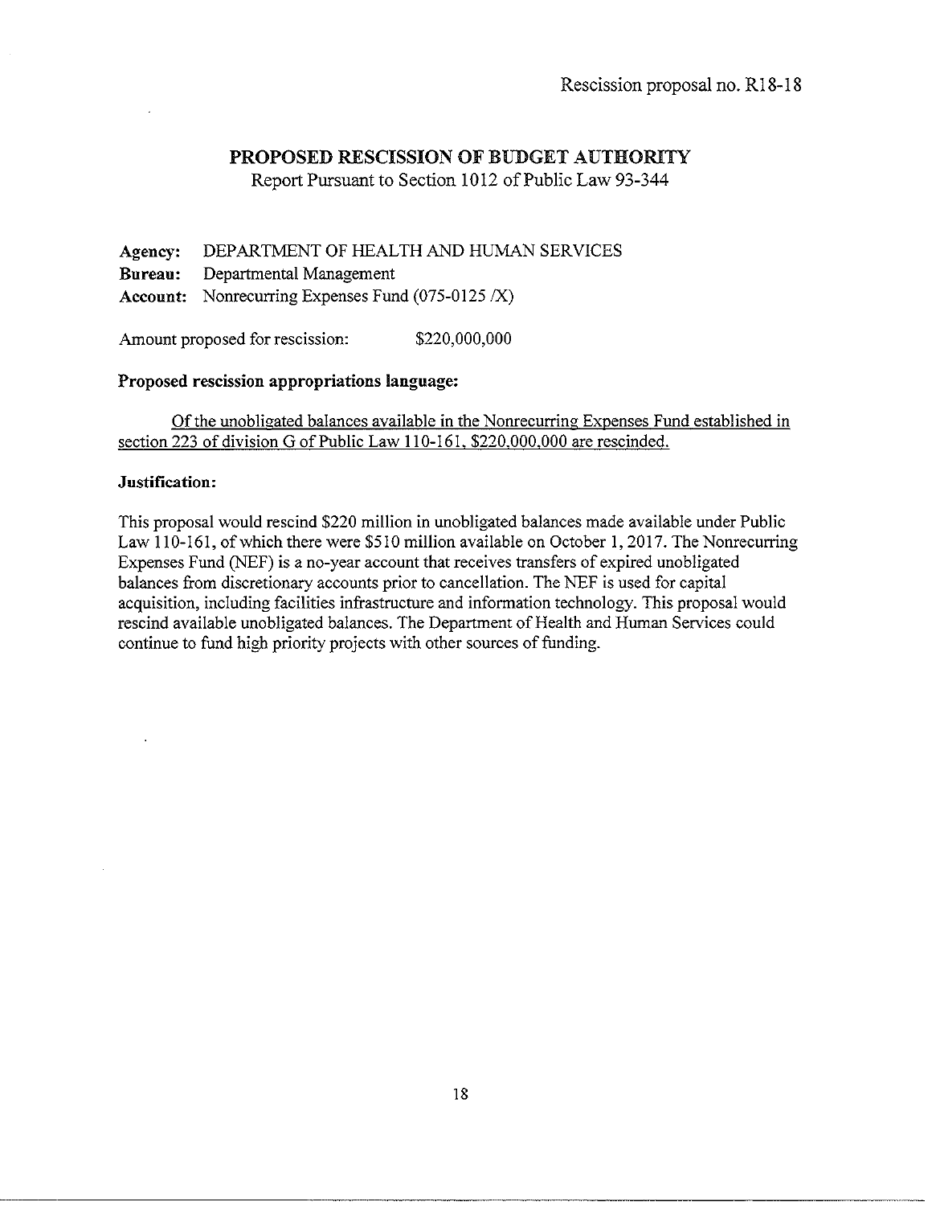Rescission proposal no. R18-18

## PROPOSED RESCISSION OF BUDGET AUTHORITY

Report Pursuant to Section 1012 of Public Law 93-344

**Agency:** DEPARTMENT OF HEALTH AND HUMAN SERVICES
**Bureau:** Departmental Management
**Account:** Nonrecurring Expenses Fund (075-0125 /X)

Amount proposed for rescission: $220,000,000

**Proposed rescission appropriations language:**

<u>Of the unobligated balances available in the Nonrecurring Expenses Fund established in section 223 of division G of Public Law 110-161, $220,000,000 are rescinded.</u>

**Justification:**

This proposal would rescind $220 million in unobligated balances made available under Public Law 110-161, of which there were $510 million available on October 1, 2017. The Nonrecurring Expenses Fund (NEF) is a no-year account that receives transfers of expired unobligated balances from discretionary accounts prior to cancellation. The NEF is used for capital acquisition, including facilities infrastructure and information technology. This proposal would rescind available unobligated balances. The Department of Health and Human Services could continue to fund high priority projects with other sources of funding.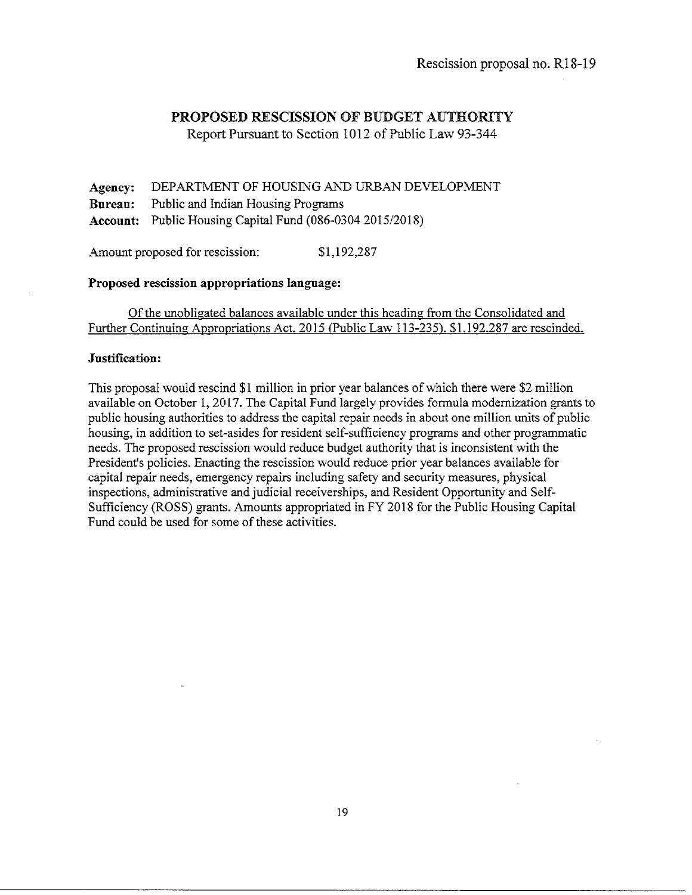Rescission proposal no. R18-19

# PROPOSED RESCISSION OF BUDGET AUTHORITY

Report Pursuant to Section 1012 of Public Law 93-344

**Agency:** DEPARTMENT OF HOUSING AND URBAN DEVELOPMENT
**Bureau:** Public and Indian Housing Programs
**Account:** Public Housing Capital Fund (086-0304 2015/2018)

Amount proposed for rescission: $1,192,287

**Proposed rescission appropriations language:**

Of the unobligated balances available under this heading from the Consolidated and Further Continuing Appropriations Act, 2015 (Public Law 113-235), $1,192,287 are rescinded.

**Justification:**

This proposal would rescind $1 million in prior year balances of which there were $2 million available on October 1, 2017. The Capital Fund largely provides formula modernization grants to public housing authorities to address the capital repair needs in about one million units of public housing, in addition to set-asides for resident self-sufficiency programs and other programmatic needs. The proposed rescission would reduce budget authority that is inconsistent with the President's policies. Enacting the rescission would reduce prior year balances available for capital repair needs, emergency repairs including safety and security measures, physical inspections, administrative and judicial receiverships, and Resident Opportunity and Self-Sufficiency (ROSS) grants. Amounts appropriated in FY 2018 for the Public Housing Capital Fund could be used for some of these activities.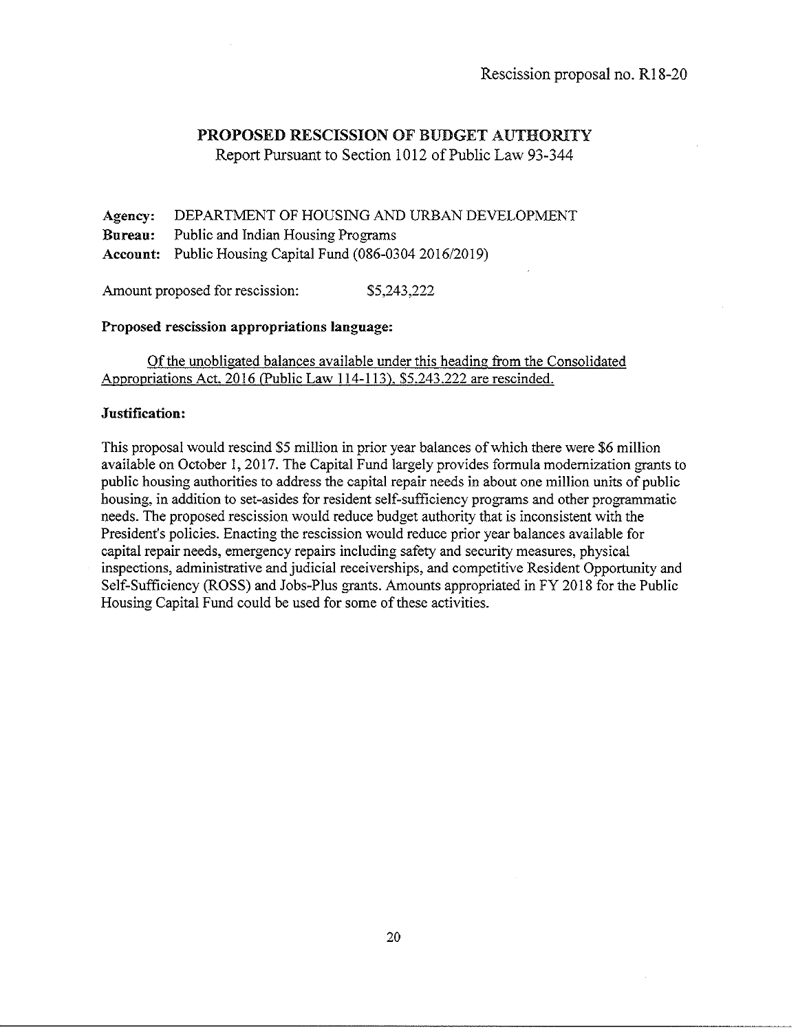Rescission proposal no. R18-20

## PROPOSED RESCISSION OF BUDGET AUTHORITY

Report Pursuant to Section 1012 of Public Law 93-344

**Agency:** DEPARTMENT OF HOUSING AND URBAN DEVELOPMENT
**Bureau:** Public and Indian Housing Programs
**Account:** Public Housing Capital Fund (086-0304 2016/2019)

Amount proposed for rescission: $5,243,222

**Proposed rescission appropriations language:**

Of the unobligated balances available under this heading from the Consolidated Appropriations Act, 2016 (Public Law 114-113), $5,243,222 are rescinded.

**Justification:**

This proposal would rescind $5 million in prior year balances of which there were $6 million available on October 1, 2017. The Capital Fund largely provides formula modernization grants to public housing authorities to address the capital repair needs in about one million units of public housing, in addition to set-asides for resident self-sufficiency programs and other programmatic needs. The proposed rescission would reduce budget authority that is inconsistent with the President's policies. Enacting the rescission would reduce prior year balances available for capital repair needs, emergency repairs including safety and security measures, physical inspections, administrative and judicial receiverships, and competitive Resident Opportunity and Self-Sufficiency (ROSS) and Jobs-Plus grants. Amounts appropriated in FY 2018 for the Public Housing Capital Fund could be used for some of these activities.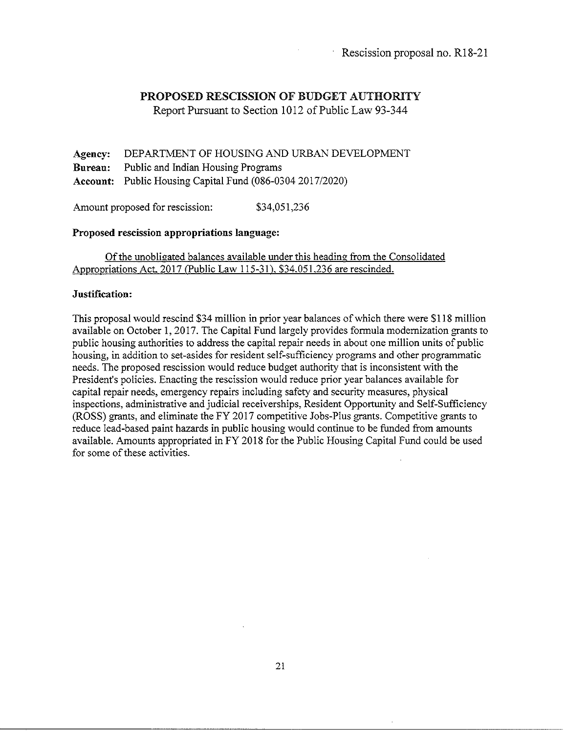Rescission proposal no. R18-21

## PROPOSED RESCISSION OF BUDGET AUTHORITY

Report Pursuant to Section 1012 of Public Law 93-344

**Agency:** DEPARTMENT OF HOUSING AND URBAN DEVELOPMENT
**Bureau:** Public and Indian Housing Programs
**Account:** Public Housing Capital Fund (086-0304 2017/2020)

Amount proposed for rescission: $34,051,236

**Proposed rescission appropriations language:**

Of the unobligated balances available under this heading from the Consolidated Appropriations Act, 2017 (Public Law 115-31), $34,051,236 are rescinded.

**Justification:**

This proposal would rescind $34 million in prior year balances of which there were $118 million available on October 1, 2017. The Capital Fund largely provides formula modernization grants to public housing authorities to address the capital repair needs in about one million units of public housing, in addition to set-asides for resident self-sufficiency programs and other programmatic needs. The proposed rescission would reduce budget authority that is inconsistent with the President's policies. Enacting the rescission would reduce prior year balances available for capital repair needs, emergency repairs including safety and security measures, physical inspections, administrative and judicial receiverships, Resident Opportunity and Self-Sufficiency (ROSS) grants, and eliminate the FY 2017 competitive Jobs-Plus grants. Competitive grants to reduce lead-based paint hazards in public housing would continue to be funded from amounts available. Amounts appropriated in FY 2018 for the Public Housing Capital Fund could be used for some of these activities.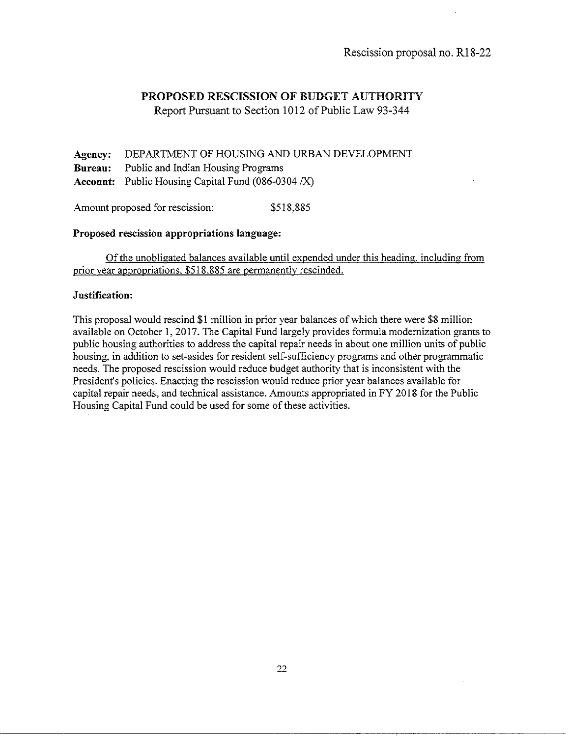Rescission proposal no. R18-22

# PROPOSED RESCISSION OF BUDGET AUTHORITY

Report Pursuant to Section 1012 of Public Law 93-344

**Agency:** DEPARTMENT OF HOUSING AND URBAN DEVELOPMENT
**Bureau:** Public and Indian Housing Programs
**Account:** Public Housing Capital Fund (086-0304 /X)

Amount proposed for rescission: $518,885

**Proposed rescission appropriations language:**

<u>Of the unobligated balances available until expended under this heading, including from prior year appropriations, $518,885 are permanently rescinded.</u>

**Justification:**

This proposal would rescind $1 million in prior year balances of which there were $8 million available on October 1, 2017. The Capital Fund largely provides formula modernization grants to public housing authorities to address the capital repair needs in about one million units of public housing, in addition to set-asides for resident self-sufficiency programs and other programmatic needs. The proposed rescission would reduce budget authority that is inconsistent with the President's policies. Enacting the rescission would reduce prior year balances available for capital repair needs, and technical assistance. Amounts appropriated in FY 2018 for the Public Housing Capital Fund could be used for some of these activities.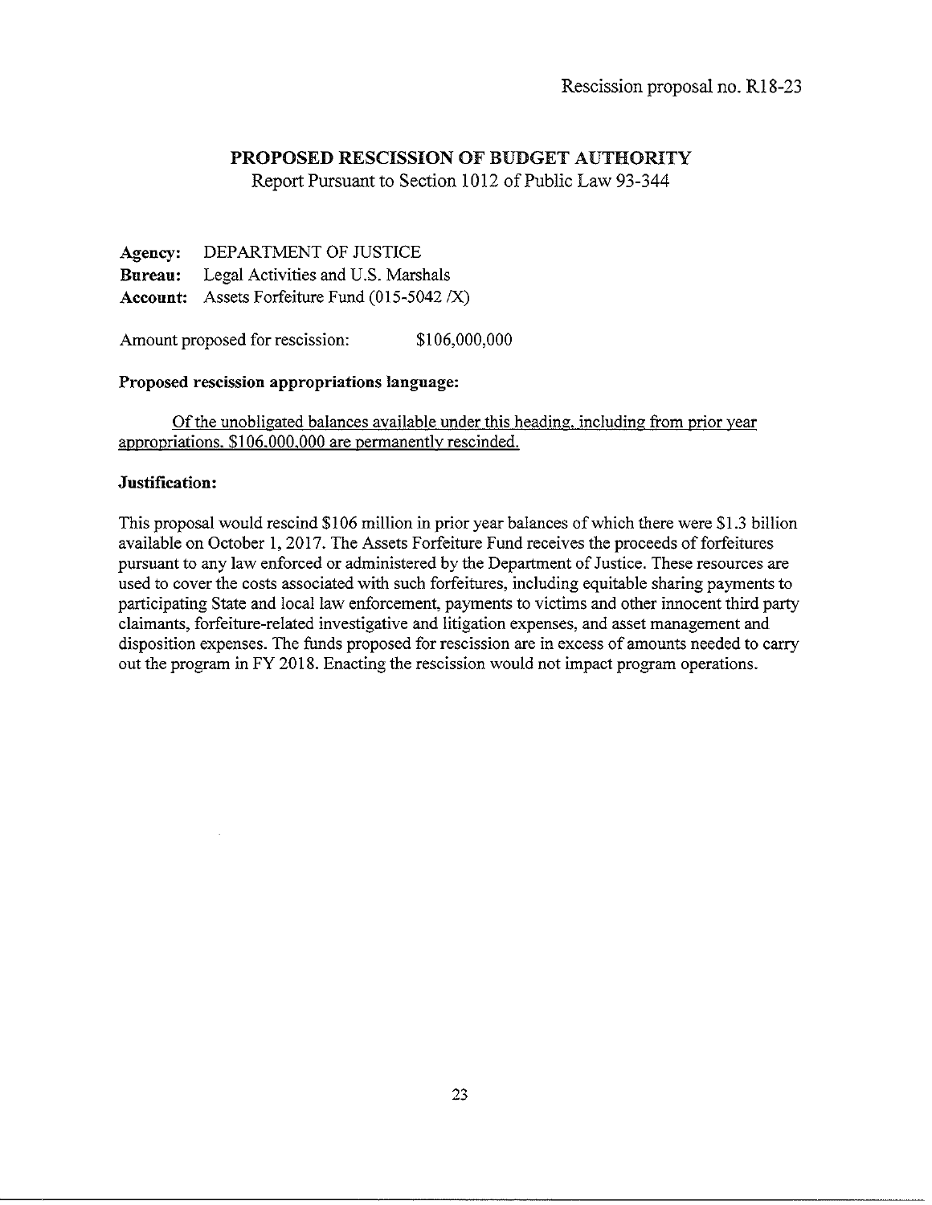Rescission proposal no. R18-23

## PROPOSED RESCISSION OF BUDGET AUTHORITY

Report Pursuant to Section 1012 of Public Law 93-344

**Agency:** DEPARTMENT OF JUSTICE
**Bureau:** Legal Activities and U.S. Marshals
**Account:** Assets Forfeiture Fund (015-5042 /X)

Amount proposed for rescission: $106,000,000

**Proposed rescission appropriations language:**

Of the unobligated balances available under this heading, including from prior year appropriations, $106,000,000 are permanently rescinded.

**Justification:**

This proposal would rescind $106 million in prior year balances of which there were $1.3 billion available on October 1, 2017. The Assets Forfeiture Fund receives the proceeds of forfeitures pursuant to any law enforced or administered by the Department of Justice. These resources are used to cover the costs associated with such forfeitures, including equitable sharing payments to participating State and local law enforcement, payments to victims and other innocent third party claimants, forfeiture-related investigative and litigation expenses, and asset management and disposition expenses. The funds proposed for rescission are in excess of amounts needed to carry out the program in FY 2018. Enacting the rescission would not impact program operations.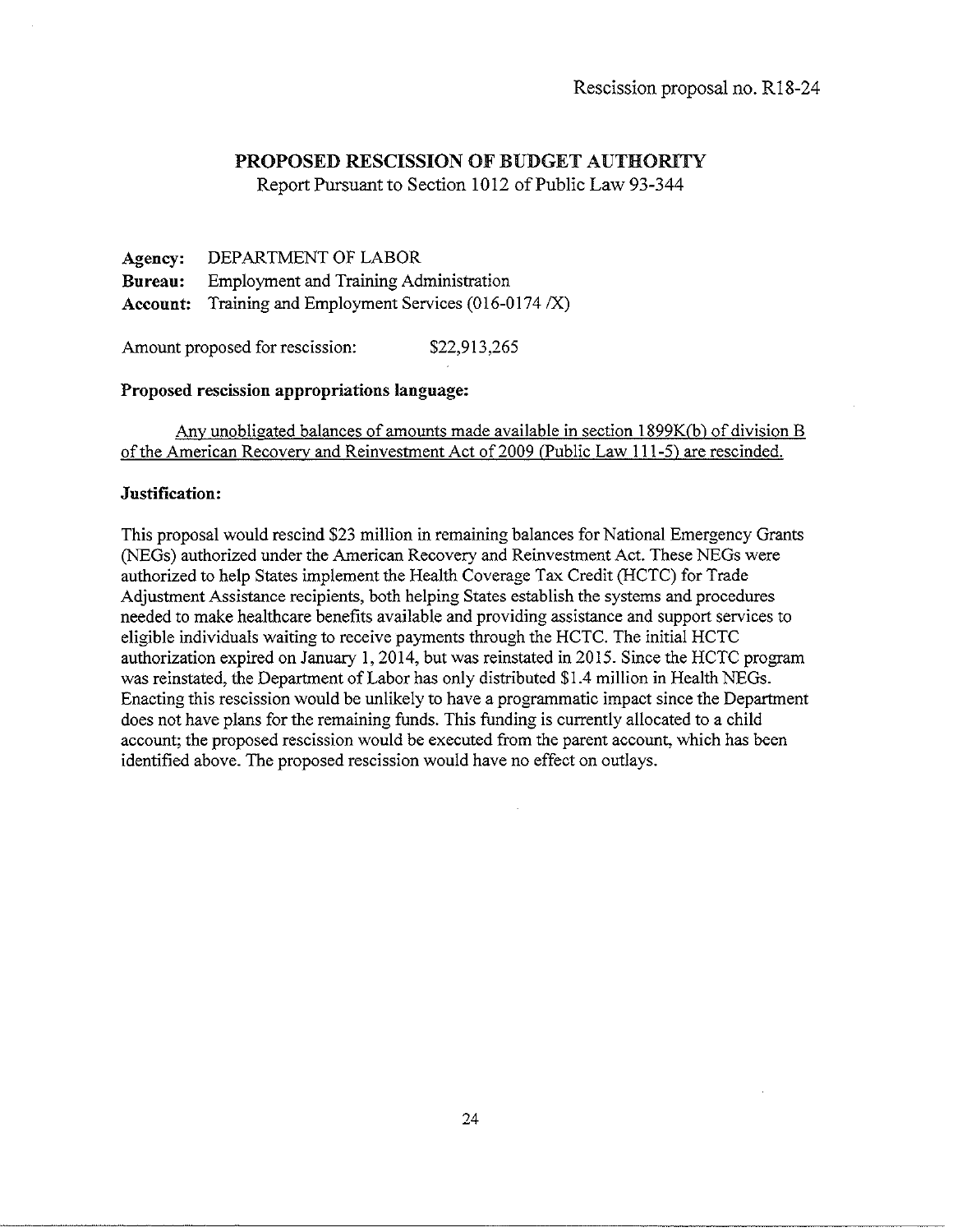Rescission proposal no. R18-24

## PROPOSED RESCISSION OF BUDGET AUTHORITY

Report Pursuant to Section 1012 of Public Law 93-344

**Agency:** DEPARTMENT OF LABOR
**Bureau:** Employment and Training Administration
**Account:** Training and Employment Services (016-0174 /X)

Amount proposed for rescission: $22,913,265

**Proposed rescission appropriations language:**

<u>Any unobligated balances of amounts made available in section 1899K(b) of division B of the American Recovery and Reinvestment Act of 2009 (Public Law 111-5) are rescinded.</u>

**Justification:**

This proposal would rescind $23 million in remaining balances for National Emergency Grants (NEGs) authorized under the American Recovery and Reinvestment Act. These NEGs were authorized to help States implement the Health Coverage Tax Credit (HCTC) for Trade Adjustment Assistance recipients, both helping States establish the systems and procedures needed to make healthcare benefits available and providing assistance and support services to eligible individuals waiting to receive payments through the HCTC. The initial HCTC authorization expired on January 1, 2014, but was reinstated in 2015. Since the HCTC program was reinstated, the Department of Labor has only distributed $1.4 million in Health NEGs. Enacting this rescission would be unlikely to have a programmatic impact since the Department does not have plans for the remaining funds. This funding is currently allocated to a child account; the proposed rescission would be executed from the parent account, which has been identified above. The proposed rescission would have no effect on outlays.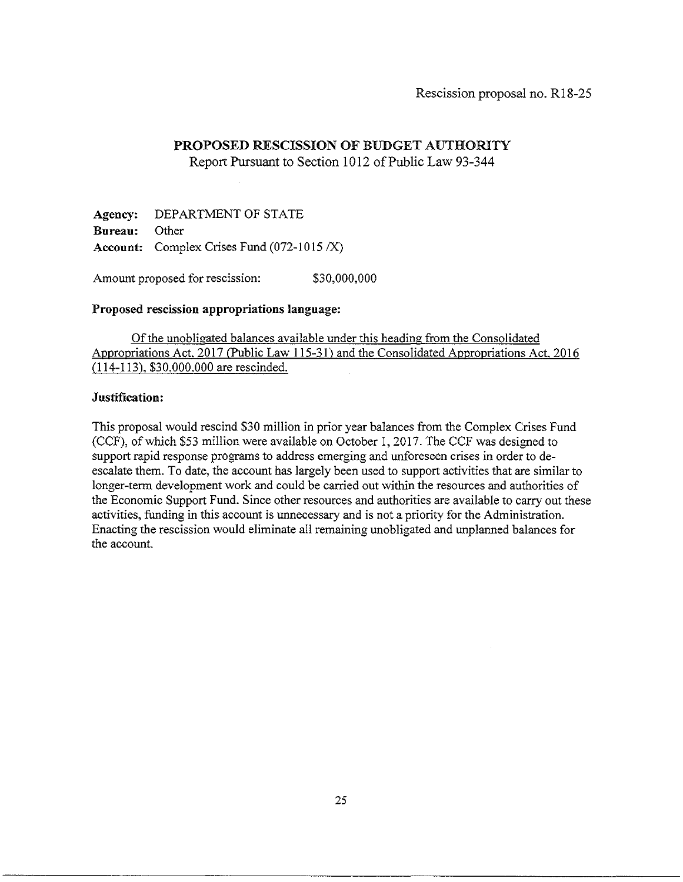Rescission proposal no. R18-25

## PROPOSED RESCISSION OF BUDGET AUTHORITY

Report Pursuant to Section 1012 of Public Law 93-344

**Agency:** DEPARTMENT OF STATE
**Bureau:** Other
**Account:** Complex Crises Fund (072-1015 /X)

Amount proposed for rescission: $30,000,000

**Proposed rescission appropriations language:**

Of the unobligated balances available under this heading from the Consolidated Appropriations Act, 2017 (Public Law 115-31) and the Consolidated Appropriations Act, 2016 (114-113), $30,000,000 are rescinded.

**Justification:**

This proposal would rescind $30 million in prior year balances from the Complex Crises Fund (CCF), of which $53 million were available on October 1, 2017. The CCF was designed to support rapid response programs to address emerging and unforeseen crises in order to de-escalate them. To date, the account has largely been used to support activities that are similar to longer-term development work and could be carried out within the resources and authorities of the Economic Support Fund. Since other resources and authorities are available to carry out these activities, funding in this account is unnecessary and is not a priority for the Administration. Enacting the rescission would eliminate all remaining unobligated and unplanned balances for the account.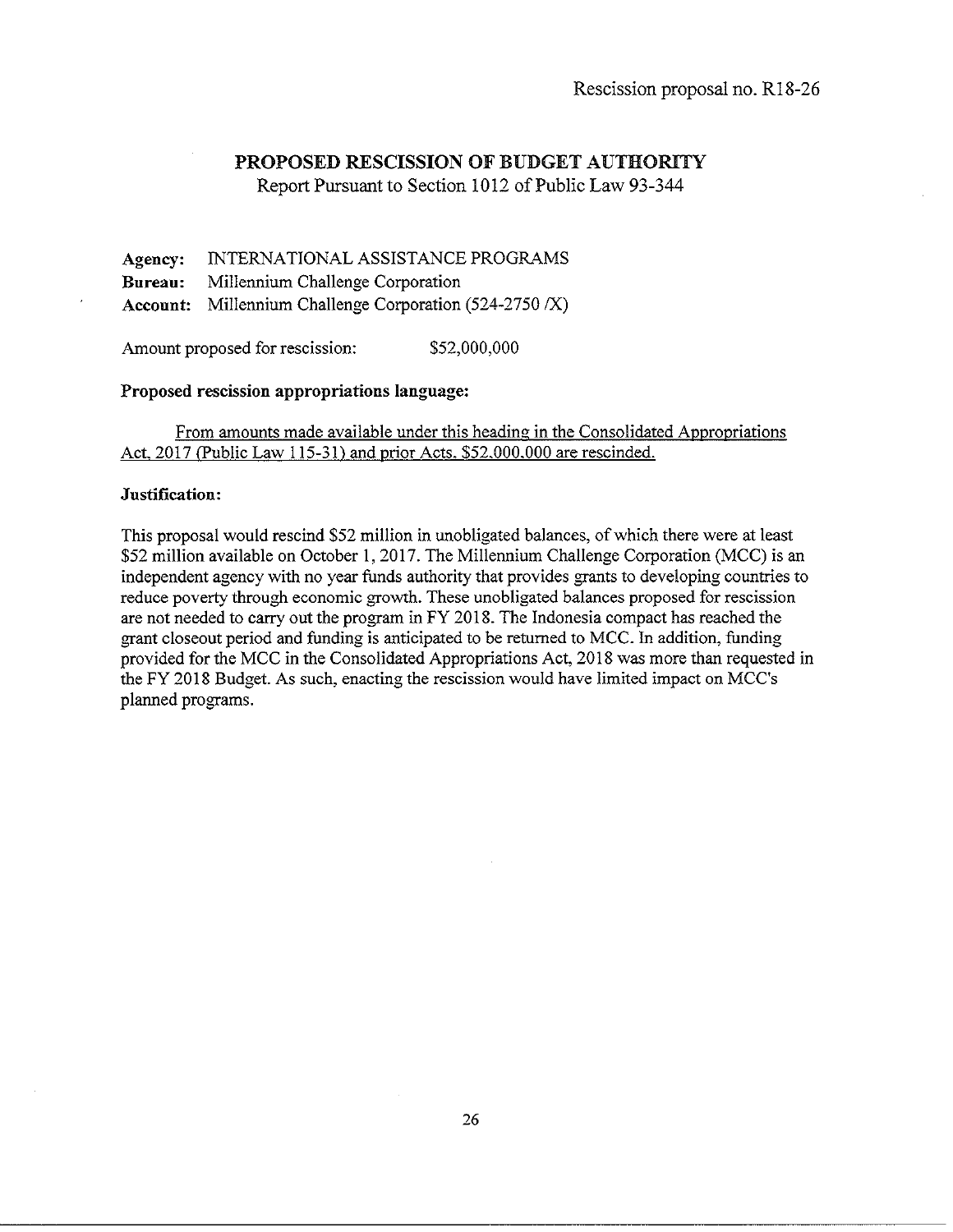Rescission proposal no. R18-26

## PROPOSED RESCISSION OF BUDGET AUTHORITY

Report Pursuant to Section 1012 of Public Law 93-344

**Agency:** INTERNATIONAL ASSISTANCE PROGRAMS
**Bureau:** Millennium Challenge Corporation
**Account:** Millennium Challenge Corporation (524-2750 /X)

Amount proposed for rescission: $52,000,000

**Proposed rescission appropriations language:**

From amounts made available under this heading in the Consolidated Appropriations Act, 2017 (Public Law 115-31) and prior Acts, $52,000,000 are rescinded.

**Justification:**

This proposal would rescind $52 million in unobligated balances, of which there were at least $52 million available on October 1, 2017. The Millennium Challenge Corporation (MCC) is an independent agency with no year funds authority that provides grants to developing countries to reduce poverty through economic growth. These unobligated balances proposed for rescission are not needed to carry out the program in FY 2018. The Indonesia compact has reached the grant closeout period and funding is anticipated to be returned to MCC. In addition, funding provided for the MCC in the Consolidated Appropriations Act, 2018 was more than requested in the FY 2018 Budget. As such, enacting the rescission would have limited impact on MCC's planned programs.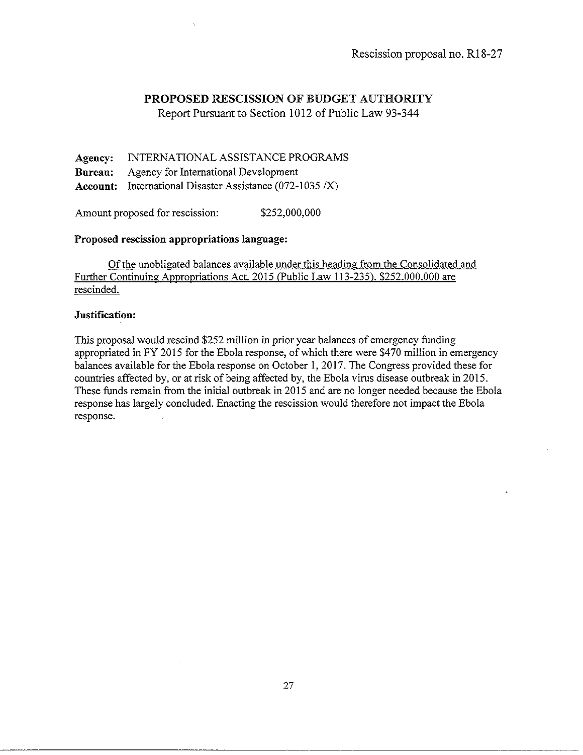Rescission proposal no. R18-27

## PROPOSED RESCISSION OF BUDGET AUTHORITY

Report Pursuant to Section 1012 of Public Law 93-344

**Agency:** INTERNATIONAL ASSISTANCE PROGRAMS
**Bureau:** Agency for International Development
**Account:** International Disaster Assistance (072-1035 /X)

Amount proposed for rescission: $252,000,000

**Proposed rescission appropriations language:**

<u>Of the unobligated balances available under this heading from the Consolidated and Further Continuing Appropriations Act, 2015 (Public Law 113-235), $252,000,000 are rescinded.</u>

**Justification:**

This proposal would rescind $252 million in prior year balances of emergency funding appropriated in FY 2015 for the Ebola response, of which there were $470 million in emergency balances available for the Ebola response on October 1, 2017. The Congress provided these for countries affected by, or at risk of being affected by, the Ebola virus disease outbreak in 2015. These funds remain from the initial outbreak in 2015 and are no longer needed because the Ebola response has largely concluded. Enacting the rescission would therefore not impact the Ebola response.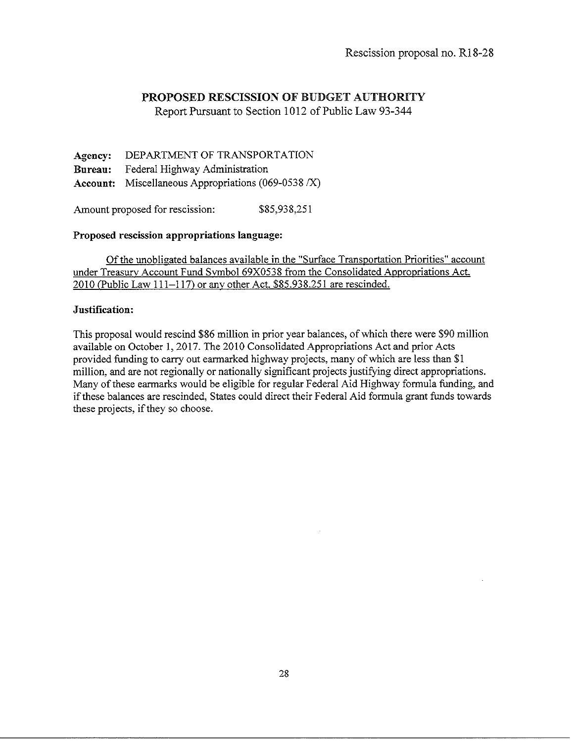Rescission proposal no. R18-28

## PROPOSED RESCISSION OF BUDGET AUTHORITY

Report Pursuant to Section 1012 of Public Law 93-344

**Agency:** DEPARTMENT OF TRANSPORTATION
**Bureau:** Federal Highway Administration
**Account:** Miscellaneous Appropriations (069-0538 /X)

Amount proposed for rescission: $85,938,251

**Proposed rescission appropriations language:**

Of the unobligated balances available in the "Surface Transportation Priorities" account under Treasury Account Fund Symbol 69X0538 from the Consolidated Appropriations Act, 2010 (Public Law 111–117) or any other Act, $85,938,251 are rescinded.

**Justification:**

This proposal would rescind $86 million in prior year balances, of which there were $90 million available on October 1, 2017. The 2010 Consolidated Appropriations Act and prior Acts provided funding to carry out earmarked highway projects, many of which are less than $1 million, and are not regionally or nationally significant projects justifying direct appropriations. Many of these earmarks would be eligible for regular Federal Aid Highway formula funding, and if these balances are rescinded, States could direct their Federal Aid formula grant funds towards these projects, if they so choose.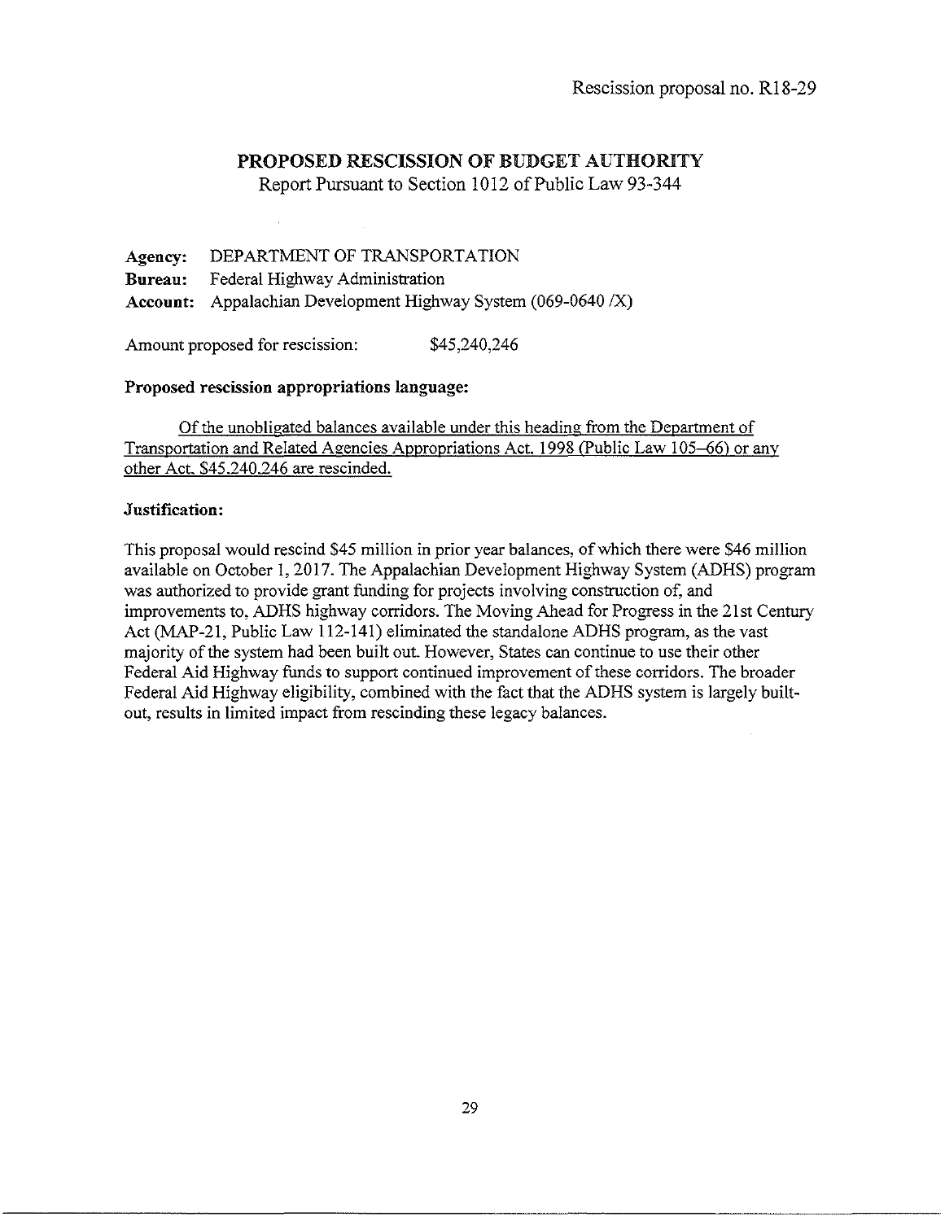Rescission proposal no. R18-29

# PROPOSED RESCISSION OF BUDGET AUTHORITY

Report Pursuant to Section 1012 of Public Law 93-344

**Agency:** DEPARTMENT OF TRANSPORTATION
**Bureau:** Federal Highway Administration
**Account:** Appalachian Development Highway System (069-0640 /X)

Amount proposed for rescission: $45,240,246

**Proposed rescission appropriations language:**

<u>Of the unobligated balances available under this heading from the Department of Transportation and Related Agencies Appropriations Act, 1998 (Public Law 105–66) or any other Act, $45,240,246 are rescinded.</u>

**Justification:**

This proposal would rescind $45 million in prior year balances, of which there were $46 million available on October 1, 2017. The Appalachian Development Highway System (ADHS) program was authorized to provide grant funding for projects involving construction of, and improvements to, ADHS highway corridors. The Moving Ahead for Progress in the 21st Century Act (MAP-21, Public Law 112-141) eliminated the standalone ADHS program, as the vast majority of the system had been built out. However, States can continue to use their other Federal Aid Highway funds to support continued improvement of these corridors. The broader Federal Aid Highway eligibility, combined with the fact that the ADHS system is largely built-out, results in limited impact from rescinding these legacy balances.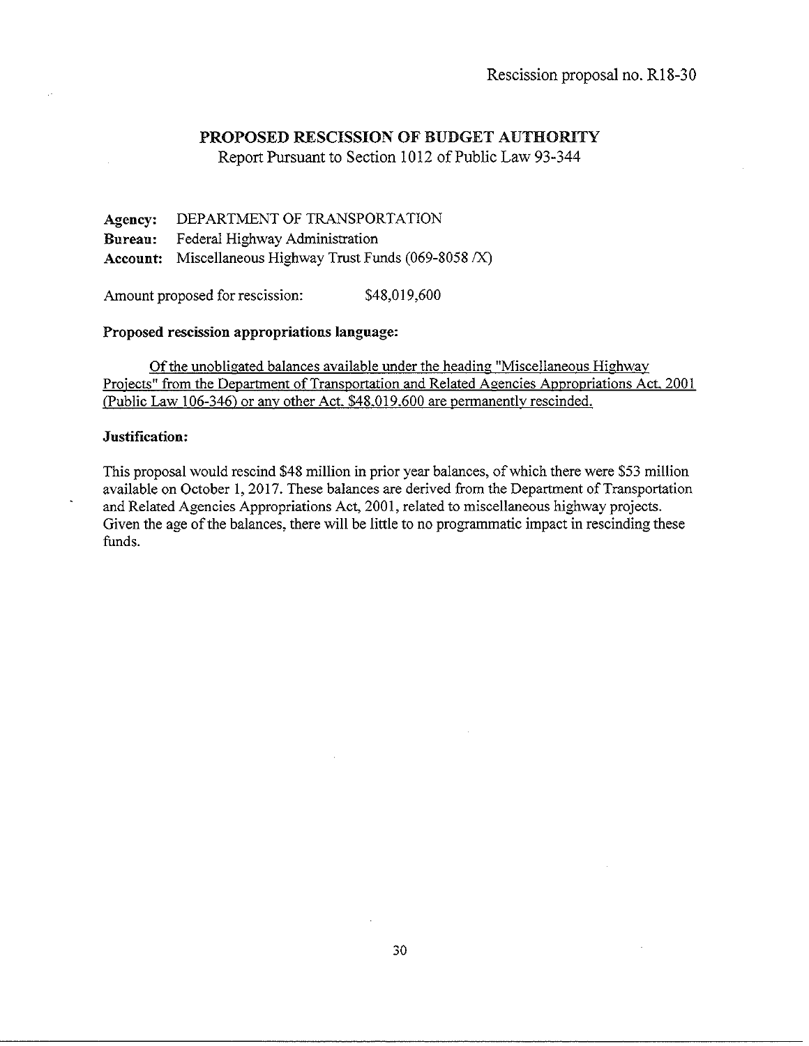Rescission proposal no. R18-30

## PROPOSED RESCISSION OF BUDGET AUTHORITY

Report Pursuant to Section 1012 of Public Law 93-344

**Agency:** DEPARTMENT OF TRANSPORTATION
**Bureau:** Federal Highway Administration
**Account:** Miscellaneous Highway Trust Funds (069-8058 /X)

Amount proposed for rescission: $48,019,600

**Proposed rescission appropriations language:**

Of the unobligated balances available under the heading "Miscellaneous Highway Projects" from the Department of Transportation and Related Agencies Appropriations Act, 2001 (Public Law 106-346) or any other Act, $48,019,600 are permanently rescinded.

**Justification:**

This proposal would rescind $48 million in prior year balances, of which there were $53 million available on October 1, 2017. These balances are derived from the Department of Transportation and Related Agencies Appropriations Act, 2001, related to miscellaneous highway projects. Given the age of the balances, there will be little to no programmatic impact in rescinding these funds.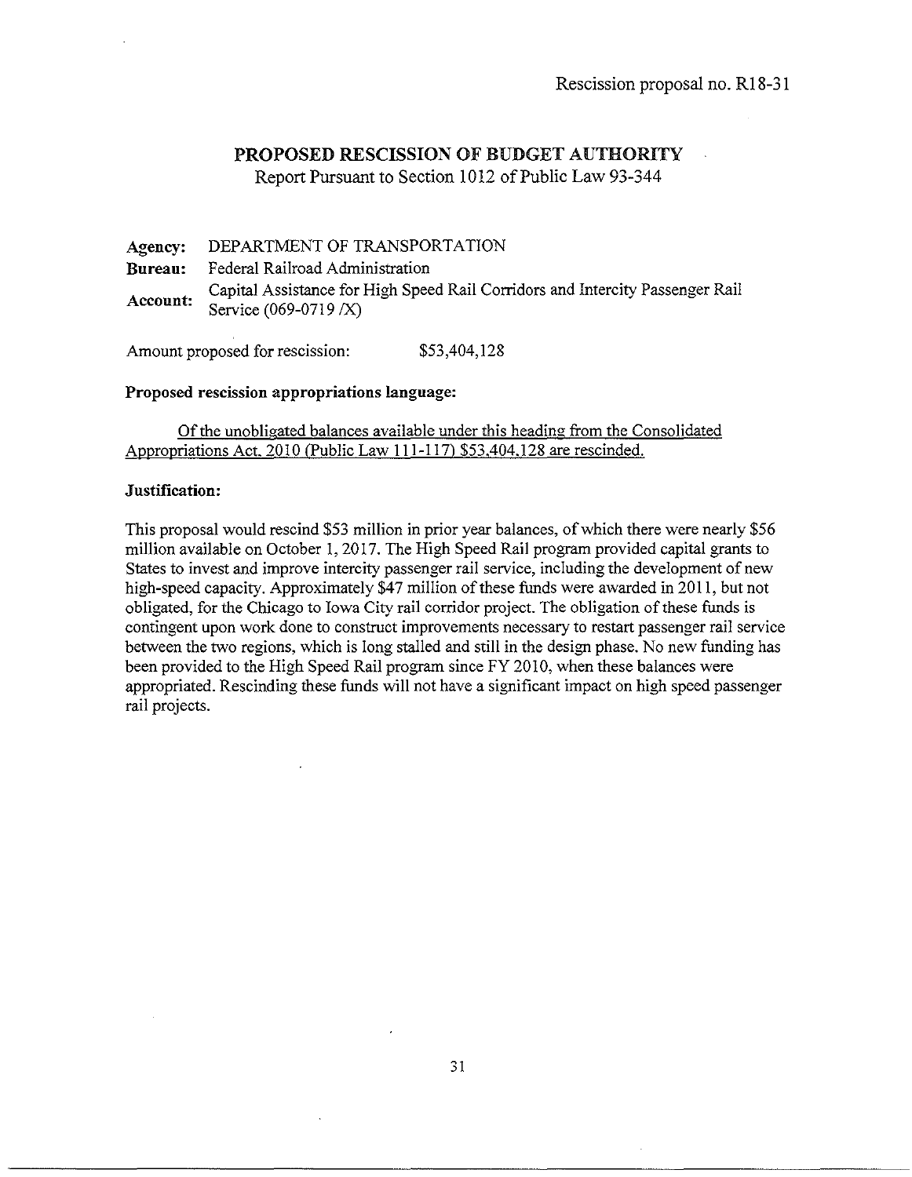Rescission proposal no. R18-31

## PROPOSED RESCISSION OF BUDGET AUTHORITY

Report Pursuant to Section 1012 of Public Law 93-344

**Agency:** DEPARTMENT OF TRANSPORTATION

**Bureau:** Federal Railroad Administration

**Account:** Capital Assistance for High Speed Rail Corridors and Intercity Passenger Rail Service (069-0719 /X)

Amount proposed for rescission: $53,404,128

**Proposed rescission appropriations language:**

<u>Of the unobligated balances available under this heading from the Consolidated Appropriations Act, 2010 (Public Law 111-117) $53,404,128 are rescinded.</u>

**Justification:**

This proposal would rescind $53 million in prior year balances, of which there were nearly $56 million available on October 1, 2017. The High Speed Rail program provided capital grants to States to invest and improve intercity passenger rail service, including the development of new high-speed capacity. Approximately $47 million of these funds were awarded in 2011, but not obligated, for the Chicago to Iowa City rail corridor project. The obligation of these funds is contingent upon work done to construct improvements necessary to restart passenger rail service between the two regions, which is long stalled and still in the design phase. No new funding has been provided to the High Speed Rail program since FY 2010, when these balances were appropriated. Rescinding these funds will not have a significant impact on high speed passenger rail projects.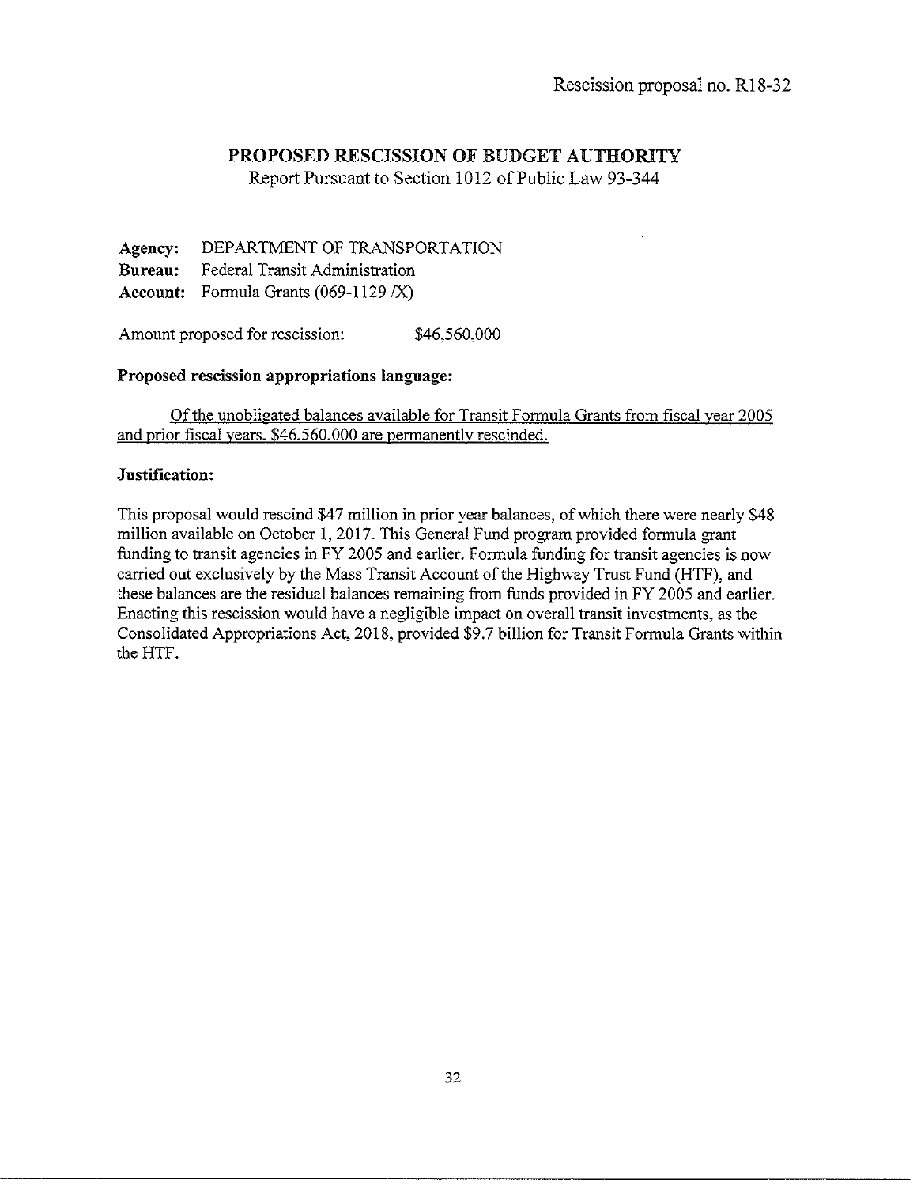Rescission proposal no. R18-32

## PROPOSED RESCISSION OF BUDGET AUTHORITY

Report Pursuant to Section 1012 of Public Law 93-344

**Agency:** DEPARTMENT OF TRANSPORTATION
**Bureau:** Federal Transit Administration
**Account:** Formula Grants (069-1129 /X)

Amount proposed for rescission: $46,560,000

**Proposed rescission appropriations language:**

Of the unobligated balances available for Transit Formula Grants from fiscal year 2005 and prior fiscal years, $46,560,000 are permanently rescinded.

**Justification:**

This proposal would rescind $47 million in prior year balances, of which there were nearly $48 million available on October 1, 2017. This General Fund program provided formula grant funding to transit agencies in FY 2005 and earlier. Formula funding for transit agencies is now carried out exclusively by the Mass Transit Account of the Highway Trust Fund (HTF), and these balances are the residual balances remaining from funds provided in FY 2005 and earlier. Enacting this rescission would have a negligible impact on overall transit investments, as the Consolidated Appropriations Act, 2018, provided $9.7 billion for Transit Formula Grants within the HTF.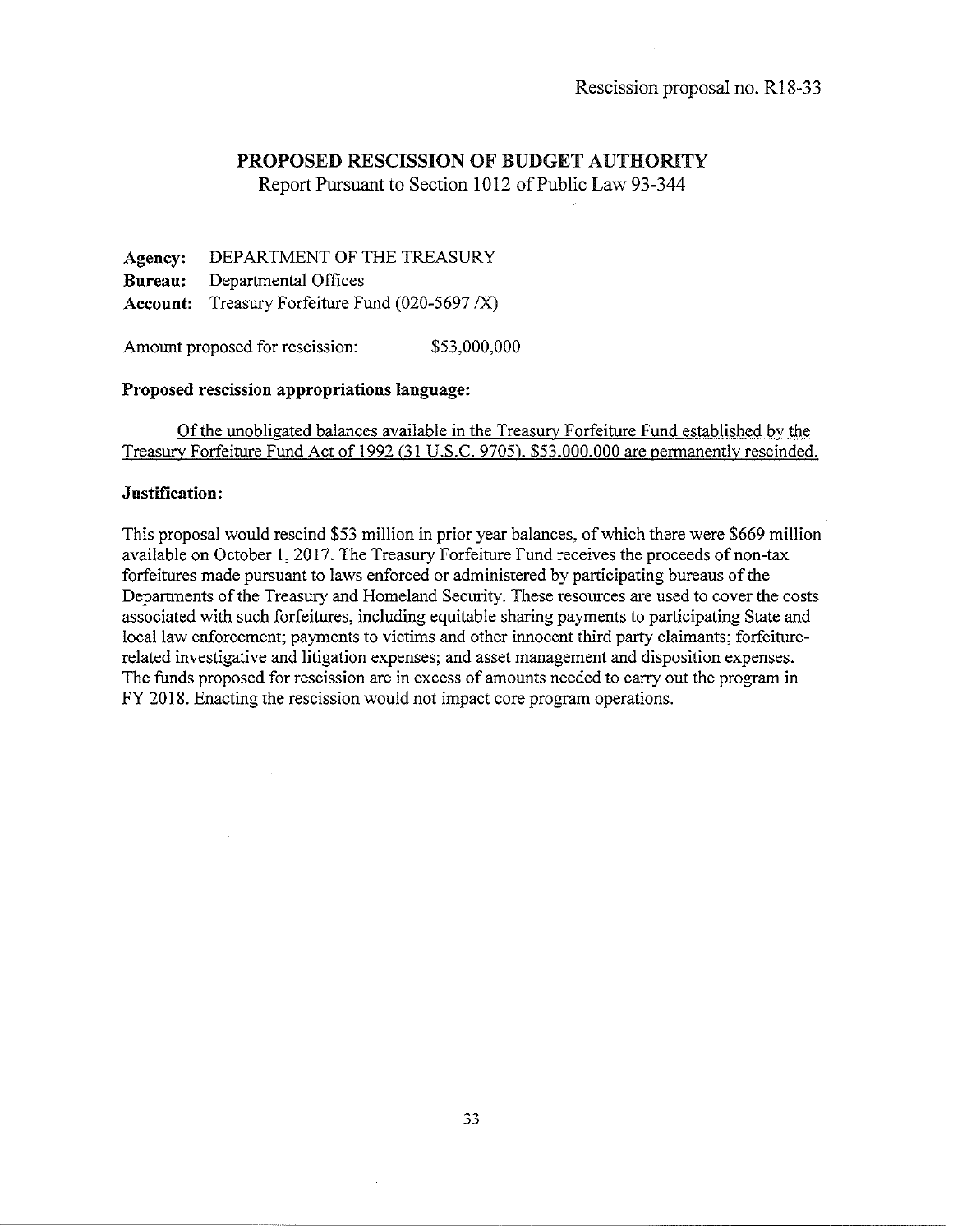Rescission proposal no. R18-33

# PROPOSED RESCISSION OF BUDGET AUTHORITY

Report Pursuant to Section 1012 of Public Law 93-344

**Agency:** DEPARTMENT OF THE TREASURY
**Bureau:** Departmental Offices
**Account:** Treasury Forfeiture Fund (020-5697 /X)

Amount proposed for rescission: $53,000,000

**Proposed rescission appropriations language:**

Of the unobligated balances available in the Treasury Forfeiture Fund established by the Treasury Forfeiture Fund Act of 1992 (31 U.S.C. 9705), $53,000,000 are permanently rescinded.

**Justification:**

This proposal would rescind $53 million in prior year balances, of which there were $669 million available on October 1, 2017. The Treasury Forfeiture Fund receives the proceeds of non-tax forfeitures made pursuant to laws enforced or administered by participating bureaus of the Departments of the Treasury and Homeland Security. These resources are used to cover the costs associated with such forfeitures, including equitable sharing payments to participating State and local law enforcement; payments to victims and other innocent third party claimants; forfeiture-related investigative and litigation expenses; and asset management and disposition expenses. The funds proposed for rescission are in excess of amounts needed to carry out the program in FY 2018. Enacting the rescission would not impact core program operations.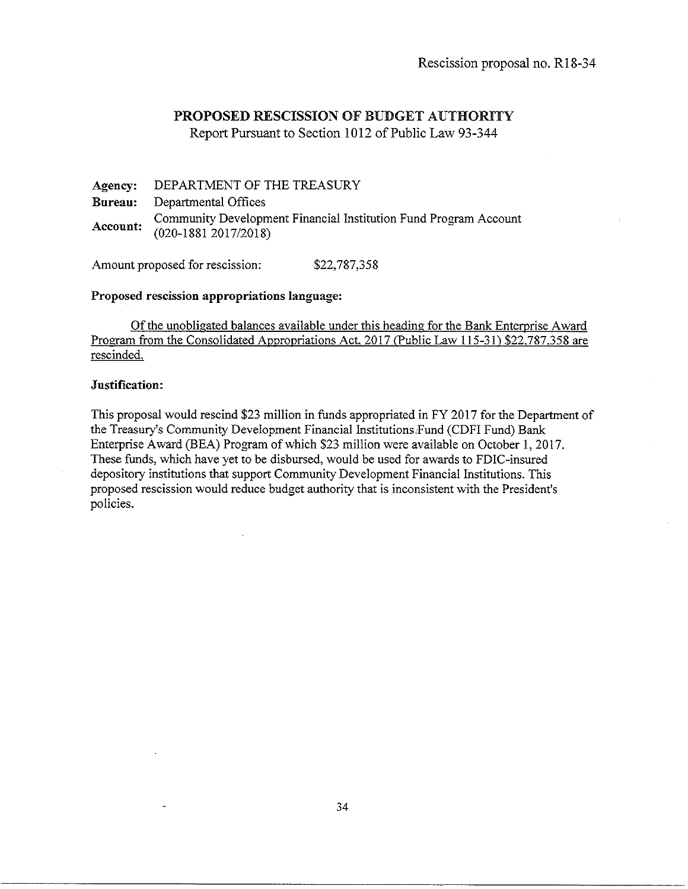Rescission proposal no. R18-34

## PROPOSED RESCISSION OF BUDGET AUTHORITY

Report Pursuant to Section 1012 of Public Law 93-344

**Agency:** DEPARTMENT OF THE TREASURY

**Bureau:** Departmental Offices

**Account:** Community Development Financial Institution Fund Program Account (020-1881 2017/2018)

Amount proposed for rescission: $22,787,358

**Proposed rescission appropriations language:**

Of the unobligated balances available under this heading for the Bank Enterprise Award Program from the Consolidated Appropriations Act, 2017 (Public Law 115-31) $22,787,358 are rescinded.

**Justification:**

This proposal would rescind $23 million in funds appropriated in FY 2017 for the Department of the Treasury's Community Development Financial Institutions Fund (CDFI Fund) Bank Enterprise Award (BEA) Program of which $23 million were available on October 1, 2017. These funds, which have yet to be disbursed, would be used for awards to FDIC-insured depository institutions that support Community Development Financial Institutions. This proposed rescission would reduce budget authority that is inconsistent with the President's policies.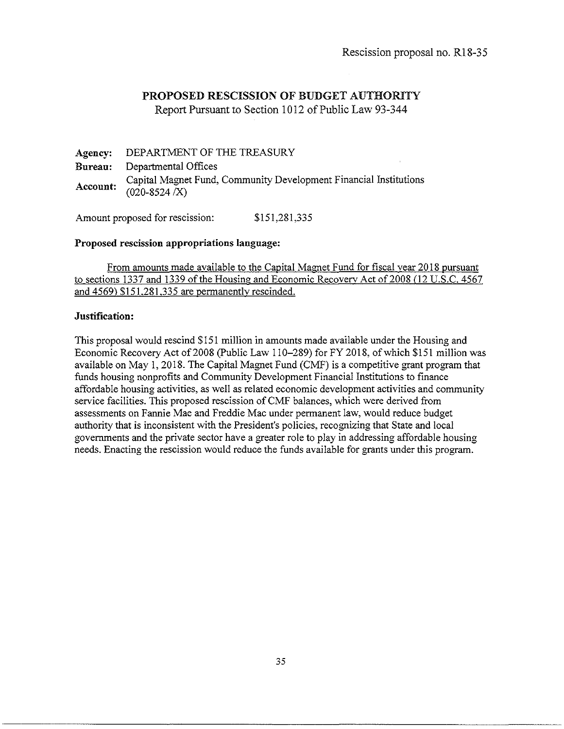Rescission proposal no. R18-35

## PROPOSED RESCISSION OF BUDGET AUTHORITY

Report Pursuant to Section 1012 of Public Law 93-344

**Agency:** DEPARTMENT OF THE TREASURY
**Bureau:** Departmental Offices
**Account:** Capital Magnet Fund, Community Development Financial Institutions (020-8524 /X)

Amount proposed for rescission: $151,281,335

**Proposed rescission appropriations language:**

<u>From amounts made available to the Capital Magnet Fund for fiscal year 2018 pursuant to sections 1337 and 1339 of the Housing and Economic Recovery Act of 2008 (12 U.S.C. 4567 and 4569) $151,281,335 are permanently rescinded.</u>

**Justification:**

This proposal would rescind $151 million in amounts made available under the Housing and Economic Recovery Act of 2008 (Public Law 110–289) for FY 2018, of which $151 million was available on May 1, 2018. The Capital Magnet Fund (CMF) is a competitive grant program that funds housing nonprofits and Community Development Financial Institutions to finance affordable housing activities, as well as related economic development activities and community service facilities. This proposed rescission of CMF balances, which were derived from assessments on Fannie Mae and Freddie Mac under permanent law, would reduce budget authority that is inconsistent with the President's policies, recognizing that State and local governments and the private sector have a greater role to play in addressing affordable housing needs. Enacting the rescission would reduce the funds available for grants under this program.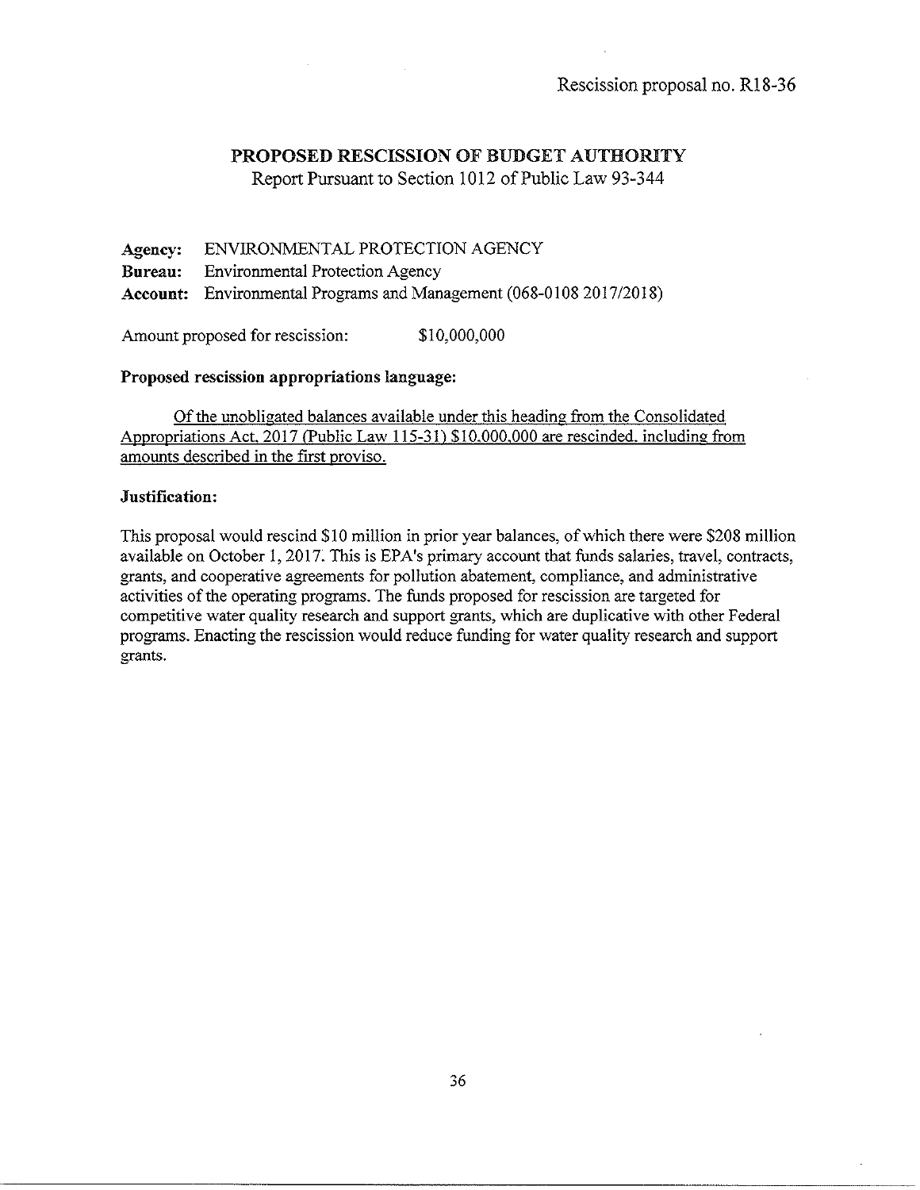Rescission proposal no. R18-36

## PROPOSED RESCISSION OF BUDGET AUTHORITY

Report Pursuant to Section 1012 of Public Law 93-344

**Agency:** ENVIRONMENTAL PROTECTION AGENCY
**Bureau:** Environmental Protection Agency
**Account:** Environmental Programs and Management (068-0108 2017/2018)

Amount proposed for rescission: $10,000,000

**Proposed rescission appropriations language:**

Of the unobligated balances available under this heading from the Consolidated Appropriations Act, 2017 (Public Law 115-31) $10,000,000 are rescinded, including from amounts described in the first proviso.

**Justification:**

This proposal would rescind $10 million in prior year balances, of which there were $208 million available on October 1, 2017. This is EPA's primary account that funds salaries, travel, contracts, grants, and cooperative agreements for pollution abatement, compliance, and administrative activities of the operating programs. The funds proposed for rescission are targeted for competitive water quality research and support grants, which are duplicative with other Federal programs. Enacting the rescission would reduce funding for water quality research and support grants.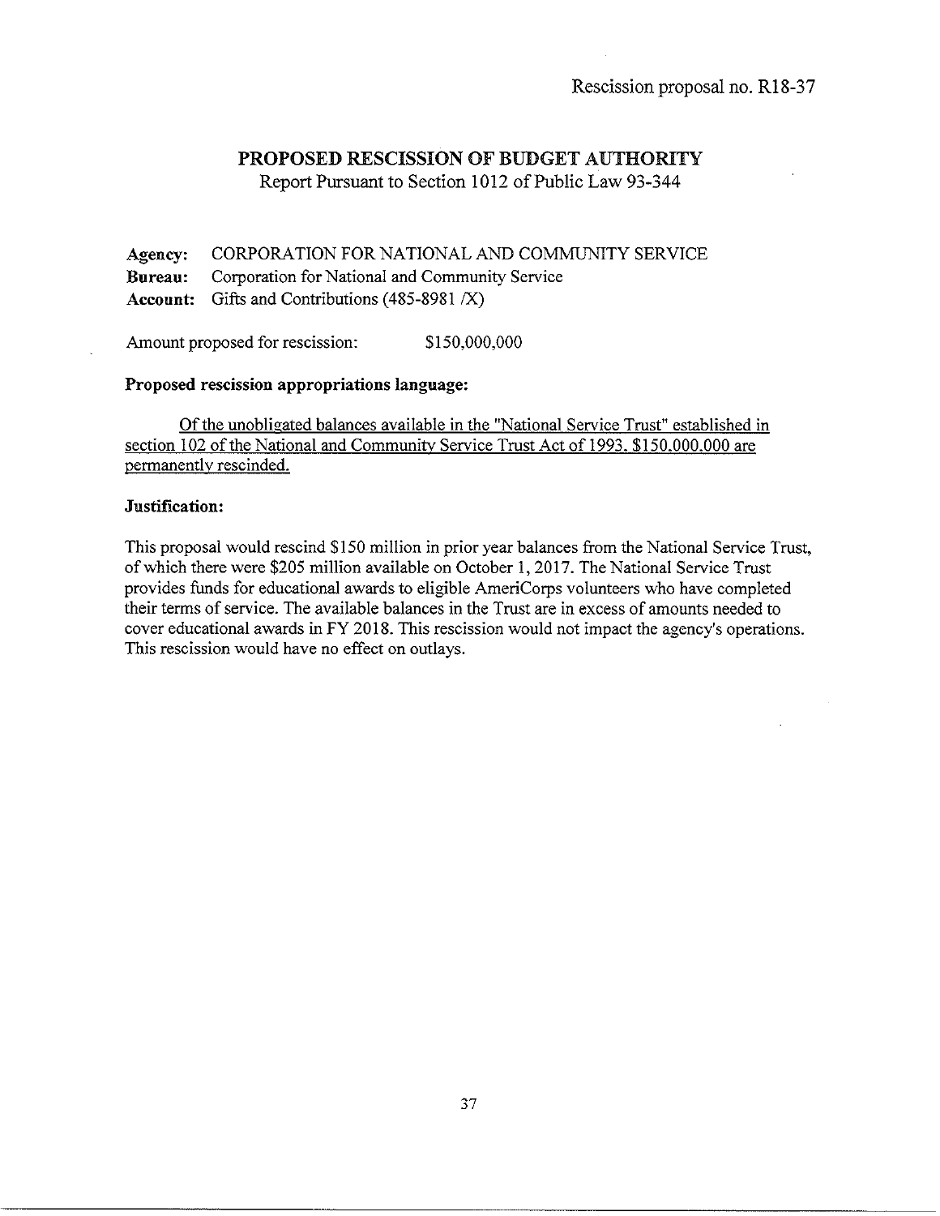Rescission proposal no. R18-37

# PROPOSED RESCISSION OF BUDGET AUTHORITY

Report Pursuant to Section 1012 of Public Law 93-344

**Agency:** CORPORATION FOR NATIONAL AND COMMUNITY SERVICE
**Bureau:** Corporation for National and Community Service
**Account:** Gifts and Contributions (485-8981 /X)

Amount proposed for rescission: $150,000,000

**Proposed rescission appropriations language:**

<u>Of the unobligated balances available in the "National Service Trust" established in section 102 of the National and Community Service Trust Act of 1993, $150,000,000 are permanently rescinded.</u>

**Justification:**

This proposal would rescind $150 million in prior year balances from the National Service Trust, of which there were $205 million available on October 1, 2017. The National Service Trust provides funds for educational awards to eligible AmeriCorps volunteers who have completed their terms of service. The available balances in the Trust are in excess of amounts needed to cover educational awards in FY 2018. This rescission would not impact the agency's operations. This rescission would have no effect on outlays.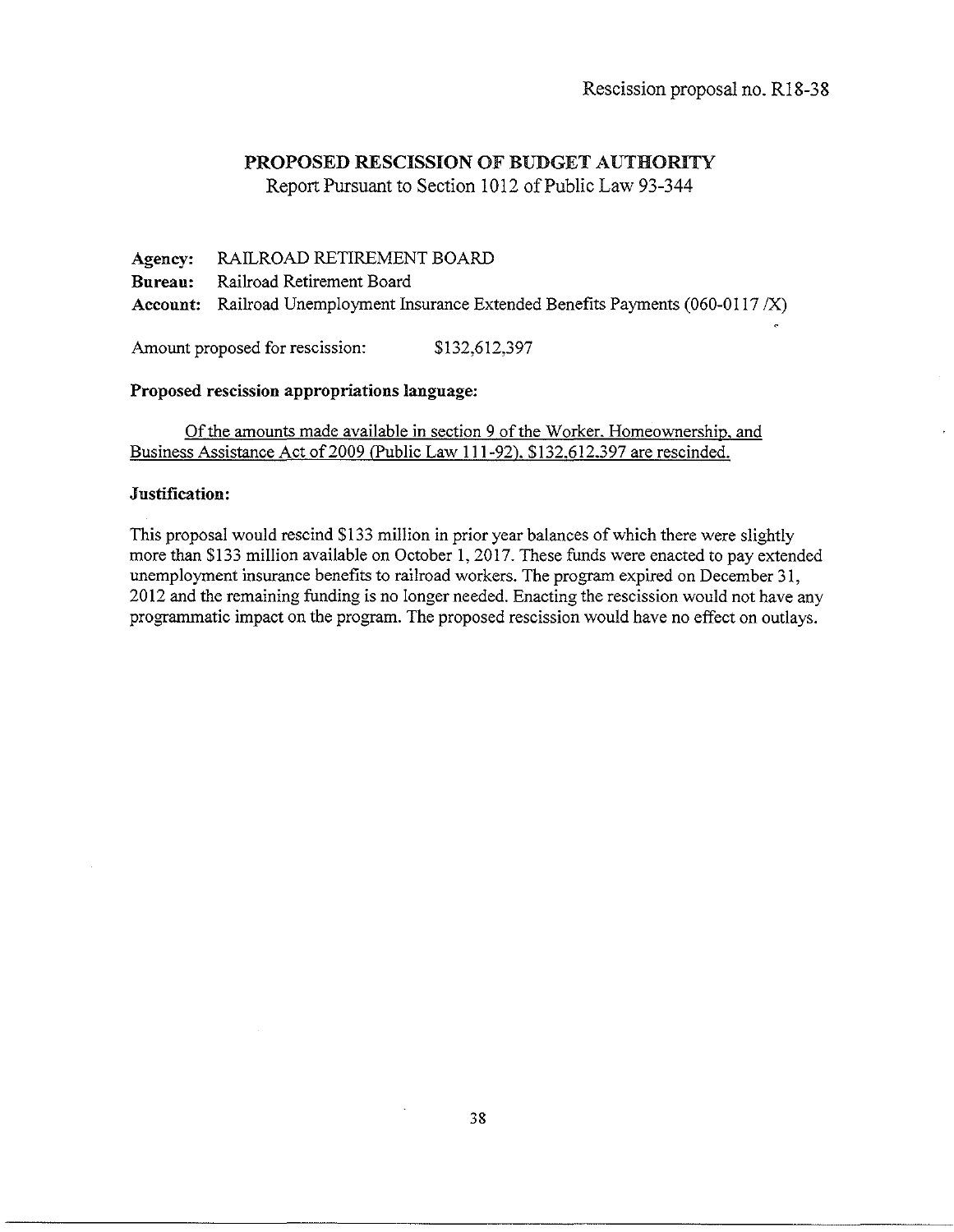Rescission proposal no. R18-38

## PROPOSED RESCISSION OF BUDGET AUTHORITY

Report Pursuant to Section 1012 of Public Law 93-344

**Agency:** RAILROAD RETIREMENT BOARD
**Bureau:** Railroad Retirement Board
**Account:** Railroad Unemployment Insurance Extended Benefits Payments (060-0117 /X)

Amount proposed for rescission: $132,612,397

**Proposed rescission appropriations language:**

Of the amounts made available in section 9 of the Worker, Homeownership, and Business Assistance Act of 2009 (Public Law 111-92), $132,612,397 are rescinded.

**Justification:**

This proposal would rescind $133 million in prior year balances of which there were slightly more than $133 million available on October 1, 2017. These funds were enacted to pay extended unemployment insurance benefits to railroad workers. The program expired on December 31, 2012 and the remaining funding is no longer needed. Enacting the rescission would not have any programmatic impact on the program. The proposed rescission would have no effect on outlays.